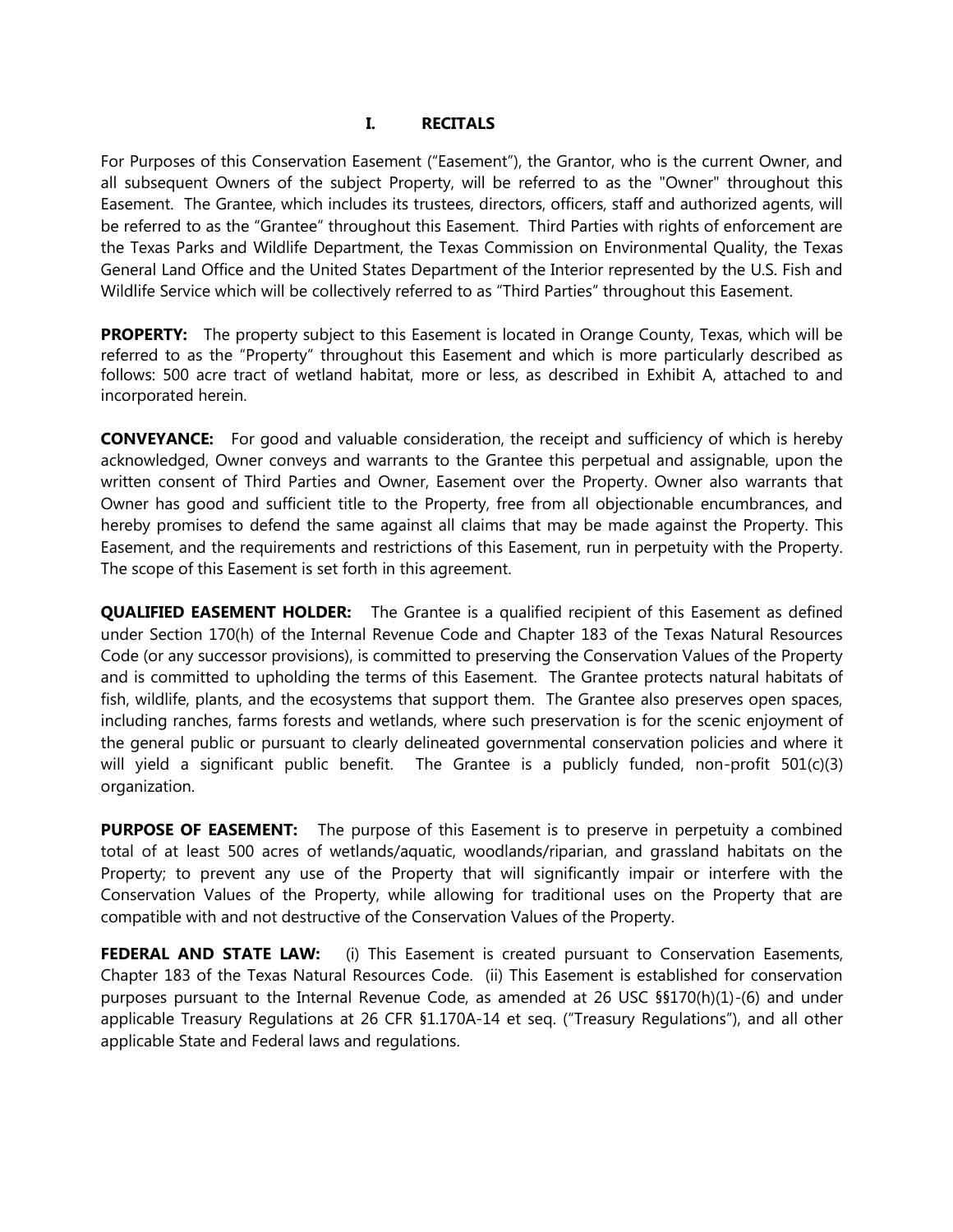# I. RECITALS

For Purposes of this Conservation Easement ("Easement"), the Grantor, who is the current Owner, and all subsequent Owners of the subject Property, will be referred to as the "Owner" throughout this Easement. The Grantee, which includes its trustees, directors, officers, staff and authorized agents, will be referred to as the "Grantee" throughout this Easement. Third Parties with rights of enforcement are the Texas Parks and Wildlife Department, the Texas Commission on Environmental Quality, the Texas General Land Office and the United States Department of the Interior represented by the U.S. Fish and Wildlife Service which will be collectively referred to as "Third Parties" throughout this Easement.

**PROPERTY:** The property subject to this Easement is located in Orange County, Texas, which will be referred to as the "Property" throughout this Easement and which is more particularly described as follows: 500 acre tract of wetland habitat, more or less, as described in Exhibit A, attached to and incorporated herein.

**CONVEYANCE:** For good and valuable consideration, the receipt and sufficiency of which is hereby acknowledged, Owner conveys and warrants to the Grantee this perpetual and assignable, upon the written consent of Third Parties and Owner, Easement over the Property. Owner also warrants that Owner has good and sufficient title to the Property, free from all objectionable encumbrances, and hereby promises to defend the same against all claims that may be made against the Property. This Easement, and the requirements and restrictions of this Easement, run in perpetuity with the Property. The scope of this Easement is set forth in this agreement.

**QUALIFIED EASEMENT HOLDER:** The Grantee is a qualified recipient of this Easement as defined under Section 170(h) of the Internal Revenue Code and Chapter 183 of the Texas Natural Resources Code (or any successor provisions), is committed to preserving the Conservation Values of the Property and is committed to upholding the terms of this Easement. The Grantee protects natural habitats of fish, wildlife, plants, and the ecosystems that support them. The Grantee also preserves open spaces, including ranches, farms forests and wetlands, where such preservation is for the scenic enjoyment of the general public or pursuant to clearly delineated governmental conservation policies and where it will yield a significant public benefit. The Grantee is a publicly funded, non-profit 501(c)(3) organization.

**PURPOSE OF EASEMENT:** The purpose of this Easement is to preserve in perpetuity a combined total of at least 500 acres of wetlands/aquatic, woodlands/riparian, and grassland habitats on the Property; to prevent any use of the Property that will significantly impair or interfere with the Conservation Values of the Property, while allowing for traditional uses on the Property that are compatible with and not destructive of the Conservation Values of the Property.

**FEDERAL AND STATE LAW:** (i) This Easement is created pursuant to Conservation Easements, Chapter 183 of the Texas Natural Resources Code. (ii) This Easement is established for conservation purposes pursuant to the Internal Revenue Code, as amended at 26 USC §§170(h)(1)-(6) and under applicable Treasury Regulations at 26 CFR §1.170A-14 et seq. ("Treasury Regulations"), and all other applicable State and Federal laws and regulations.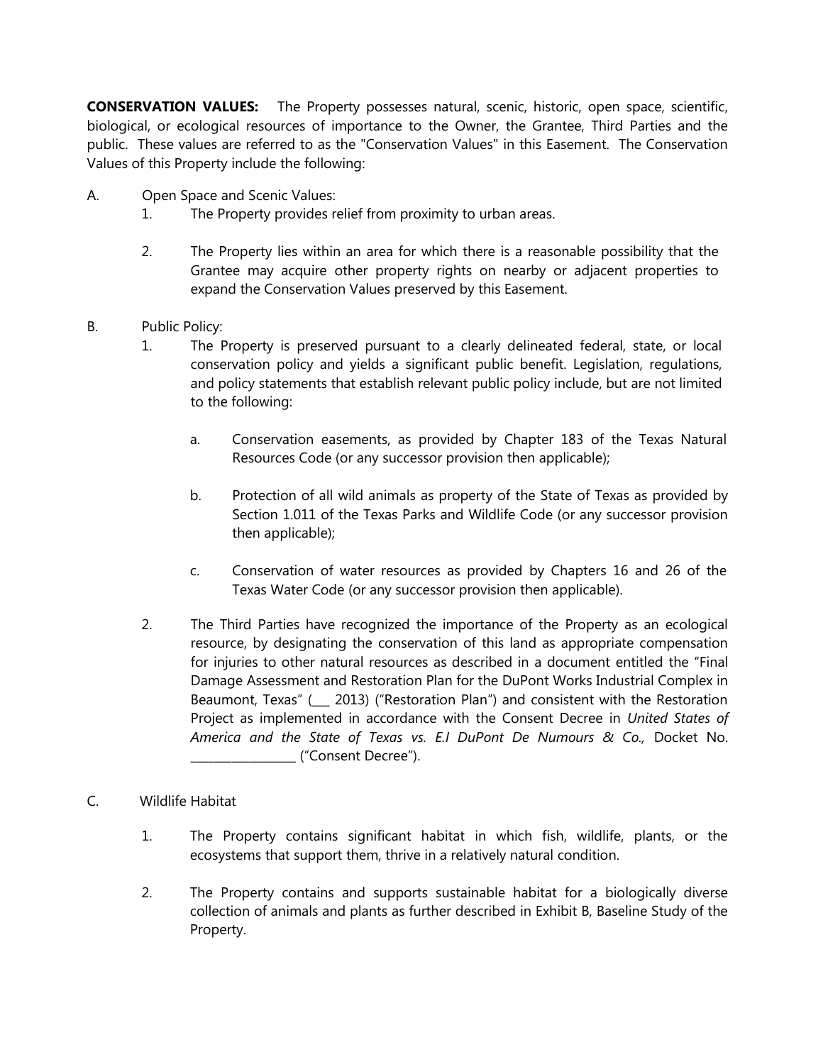**CONSERVATION VALUES:** The Property possesses natural, scenic, historic, open space, scientific, biological, or ecological resources of importance to the Owner, the Grantee, Third Parties and the public. These values are referred to as the "Conservation Values" in this Easement. The Conservation Values of this Property include the following:

A. Open Space and Scenic Values:

1. The Property provides relief from proximity to urban areas.

2. The Property lies within an area for which there is a reasonable possibility that the Grantee may acquire other property rights on nearby or adjacent properties to expand the Conservation Values preserved by this Easement.

B. Public Policy:

1. The Property is preserved pursuant to a clearly delineated federal, state, or local conservation policy and yields a significant public benefit. Legislation, regulations, and policy statements that establish relevant public policy include, but are not limited to the following:

   a. Conservation easements, as provided by Chapter 183 of the Texas Natural Resources Code (or any successor provision then applicable);

   b. Protection of all wild animals as property of the State of Texas as provided by Section 1.011 of the Texas Parks and Wildlife Code (or any successor provision then applicable);

   c. Conservation of water resources as provided by Chapters 16 and 26 of the Texas Water Code (or any successor provision then applicable).

2. The Third Parties have recognized the importance of the Property as an ecological resource, by designating the conservation of this land as appropriate compensation for injuries to other natural resources as described in a document entitled the "Final Damage Assessment and Restoration Plan for the DuPont Works Industrial Complex in Beaumont, Texas" (___ 2013) ("Restoration Plan") and consistent with the Restoration Project as implemented in accordance with the Consent Decree in *United States of America and the State of Texas vs. E.I DuPont De Numours & Co.,* Docket No. _________________ ("Consent Decree").

C. Wildlife Habitat

1. The Property contains significant habitat in which fish, wildlife, plants, or the ecosystems that support them, thrive in a relatively natural condition.

2. The Property contains and supports sustainable habitat for a biologically diverse collection of animals and plants as further described in Exhibit B, Baseline Study of the Property.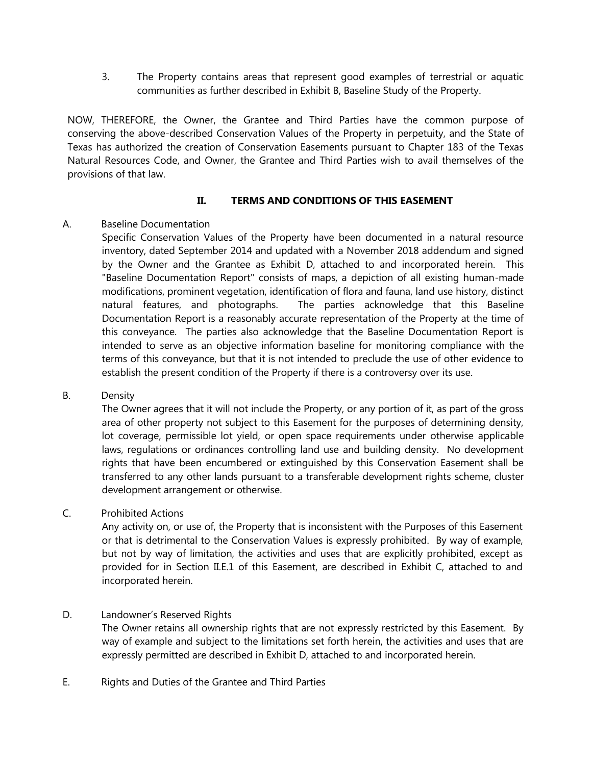3. The Property contains areas that represent good examples of terrestrial or aquatic communities as further described in Exhibit B, Baseline Study of the Property.

NOW, THEREFORE, the Owner, the Grantee and Third Parties have the common purpose of conserving the above-described Conservation Values of the Property in perpetuity, and the State of Texas has authorized the creation of Conservation Easements pursuant to Chapter 183 of the Texas Natural Resources Code, and Owner, the Grantee and Third Parties wish to avail themselves of the provisions of that law.

## II. TERMS AND CONDITIONS OF THIS EASEMENT

A. Baseline Documentation

Specific Conservation Values of the Property have been documented in a natural resource inventory, dated September 2014 and updated with a November 2018 addendum and signed by the Owner and the Grantee as Exhibit D, attached to and incorporated herein. This "Baseline Documentation Report" consists of maps, a depiction of all existing human-made modifications, prominent vegetation, identification of flora and fauna, land use history, distinct natural features, and photographs. The parties acknowledge that this Baseline Documentation Report is a reasonably accurate representation of the Property at the time of this conveyance. The parties also acknowledge that the Baseline Documentation Report is intended to serve as an objective information baseline for monitoring compliance with the terms of this conveyance, but that it is not intended to preclude the use of other evidence to establish the present condition of the Property if there is a controversy over its use.

B. Density

The Owner agrees that it will not include the Property, or any portion of it, as part of the gross area of other property not subject to this Easement for the purposes of determining density, lot coverage, permissible lot yield, or open space requirements under otherwise applicable laws, regulations or ordinances controlling land use and building density. No development rights that have been encumbered or extinguished by this Conservation Easement shall be transferred to any other lands pursuant to a transferable development rights scheme, cluster development arrangement or otherwise.

C. Prohibited Actions

Any activity on, or use of, the Property that is inconsistent with the Purposes of this Easement or that is detrimental to the Conservation Values is expressly prohibited. By way of example, but not by way of limitation, the activities and uses that are explicitly prohibited, except as provided for in Section II.E.1 of this Easement, are described in Exhibit C, attached to and incorporated herein.

D. Landowner's Reserved Rights

The Owner retains all ownership rights that are not expressly restricted by this Easement. By way of example and subject to the limitations set forth herein, the activities and uses that are expressly permitted are described in Exhibit D, attached to and incorporated herein.

E. Rights and Duties of the Grantee and Third Parties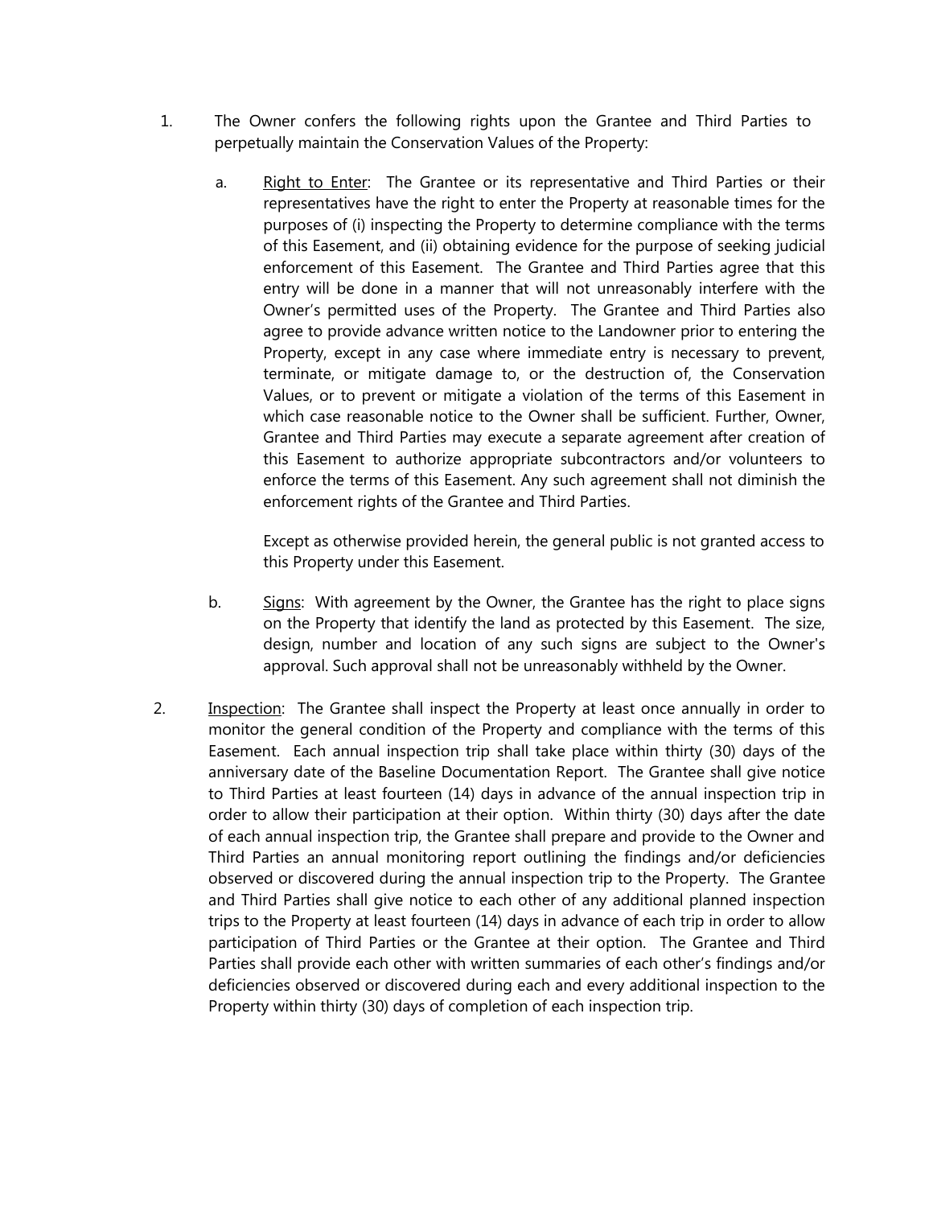1. The Owner confers the following rights upon the Grantee and Third Parties to perpetually maintain the Conservation Values of the Property:

   a. Right to Enter: The Grantee or its representative and Third Parties or their representatives have the right to enter the Property at reasonable times for the purposes of (i) inspecting the Property to determine compliance with the terms of this Easement, and (ii) obtaining evidence for the purpose of seeking judicial enforcement of this Easement. The Grantee and Third Parties agree that this entry will be done in a manner that will not unreasonably interfere with the Owner's permitted uses of the Property. The Grantee and Third Parties also agree to provide advance written notice to the Landowner prior to entering the Property, except in any case where immediate entry is necessary to prevent, terminate, or mitigate damage to, or the destruction of, the Conservation Values, or to prevent or mitigate a violation of the terms of this Easement in which case reasonable notice to the Owner shall be sufficient. Further, Owner, Grantee and Third Parties may execute a separate agreement after creation of this Easement to authorize appropriate subcontractors and/or volunteers to enforce the terms of this Easement. Any such agreement shall not diminish the enforcement rights of the Grantee and Third Parties.

      Except as otherwise provided herein, the general public is not granted access to this Property under this Easement.

   b. Signs: With agreement by the Owner, the Grantee has the right to place signs on the Property that identify the land as protected by this Easement. The size, design, number and location of any such signs are subject to the Owner's approval. Such approval shall not be unreasonably withheld by the Owner.

2. Inspection: The Grantee shall inspect the Property at least once annually in order to monitor the general condition of the Property and compliance with the terms of this Easement. Each annual inspection trip shall take place within thirty (30) days of the anniversary date of the Baseline Documentation Report. The Grantee shall give notice to Third Parties at least fourteen (14) days in advance of the annual inspection trip in order to allow their participation at their option. Within thirty (30) days after the date of each annual inspection trip, the Grantee shall prepare and provide to the Owner and Third Parties an annual monitoring report outlining the findings and/or deficiencies observed or discovered during the annual inspection trip to the Property. The Grantee and Third Parties shall give notice to each other of any additional planned inspection trips to the Property at least fourteen (14) days in advance of each trip in order to allow participation of Third Parties or the Grantee at their option. The Grantee and Third Parties shall provide each other with written summaries of each other's findings and/or deficiencies observed or discovered during each and every additional inspection to the Property within thirty (30) days of completion of each inspection trip.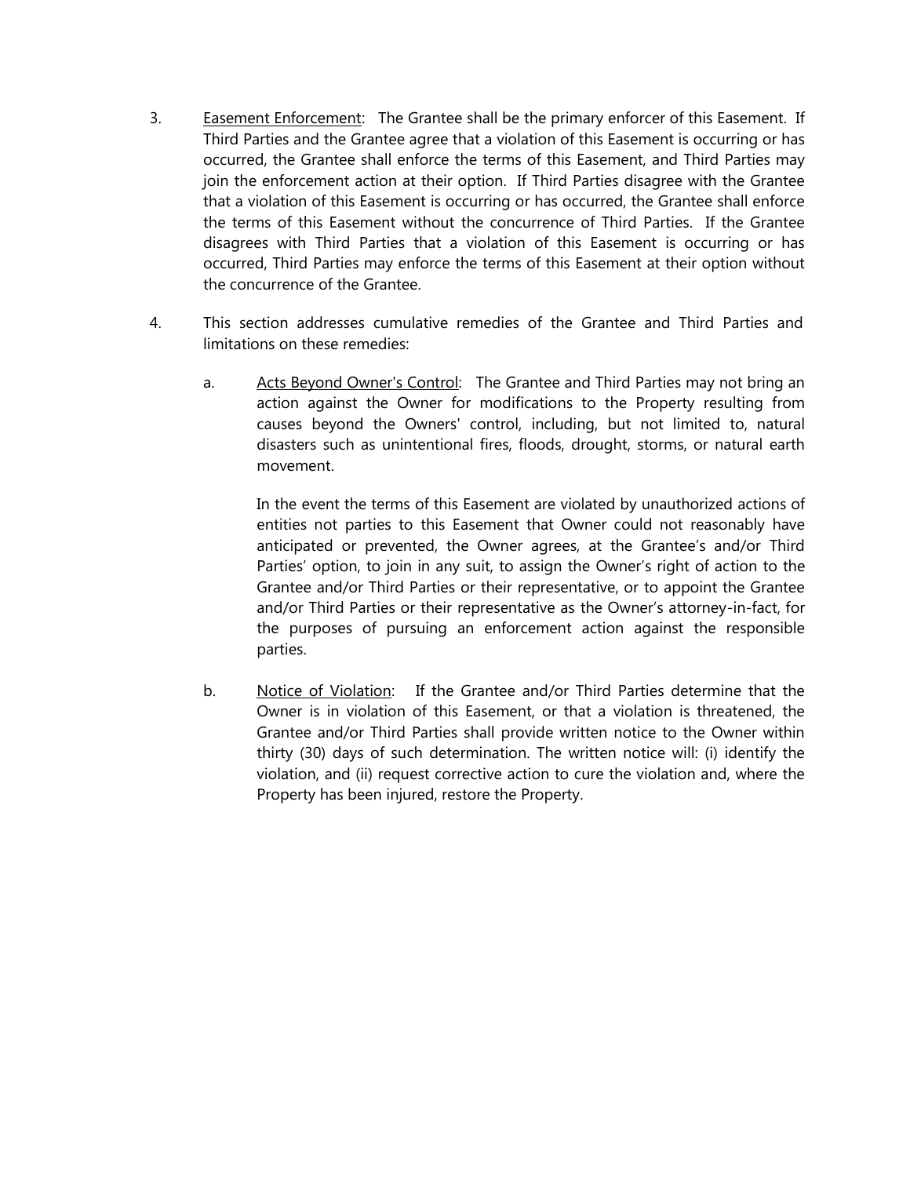3. <u>Easement Enforcement</u>: The Grantee shall be the primary enforcer of this Easement. If Third Parties and the Grantee agree that a violation of this Easement is occurring or has occurred, the Grantee shall enforce the terms of this Easement, and Third Parties may join the enforcement action at their option. If Third Parties disagree with the Grantee that a violation of this Easement is occurring or has occurred, the Grantee shall enforce the terms of this Easement without the concurrence of Third Parties. If the Grantee disagrees with Third Parties that a violation of this Easement is occurring or has occurred, Third Parties may enforce the terms of this Easement at their option without the concurrence of the Grantee.

4. This section addresses cumulative remedies of the Grantee and Third Parties and limitations on these remedies:

   a. <u>Acts Beyond Owner's Control</u>: The Grantee and Third Parties may not bring an action against the Owner for modifications to the Property resulting from causes beyond the Owners' control, including, but not limited to, natural disasters such as unintentional fires, floods, drought, storms, or natural earth movement.

      In the event the terms of this Easement are violated by unauthorized actions of entities not parties to this Easement that Owner could not reasonably have anticipated or prevented, the Owner agrees, at the Grantee's and/or Third Parties' option, to join in any suit, to assign the Owner's right of action to the Grantee and/or Third Parties or their representative, or to appoint the Grantee and/or Third Parties or their representative as the Owner's attorney-in-fact, for the purposes of pursuing an enforcement action against the responsible parties.

   b. <u>Notice of Violation</u>: If the Grantee and/or Third Parties determine that the Owner is in violation of this Easement, or that a violation is threatened, the Grantee and/or Third Parties shall provide written notice to the Owner within thirty (30) days of such determination. The written notice will: (i) identify the violation, and (ii) request corrective action to cure the violation and, where the Property has been injured, restore the Property.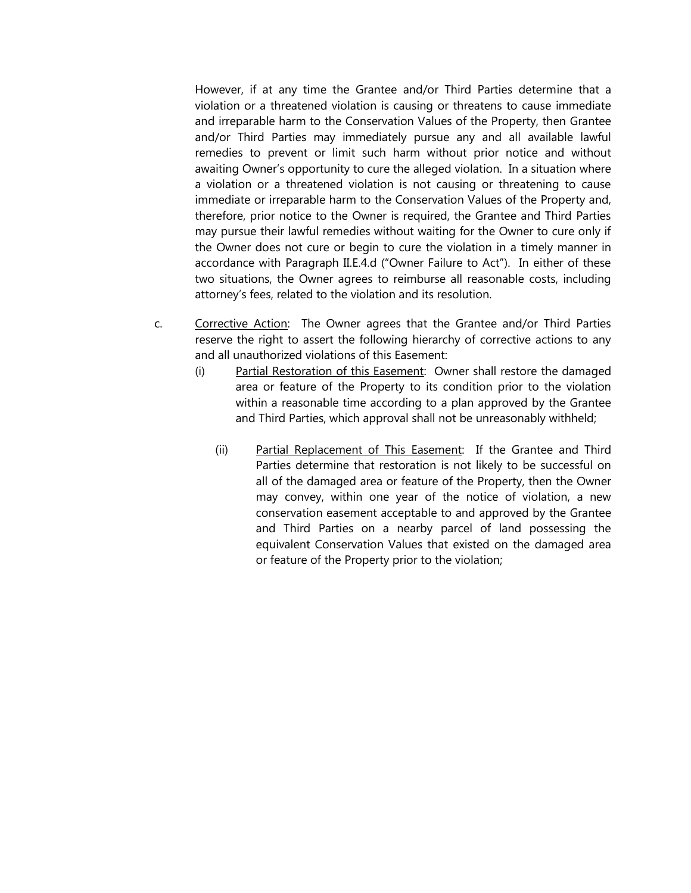However, if at any time the Grantee and/or Third Parties determine that a violation or a threatened violation is causing or threatens to cause immediate and irreparable harm to the Conservation Values of the Property, then Grantee and/or Third Parties may immediately pursue any and all available lawful remedies to prevent or limit such harm without prior notice and without awaiting Owner's opportunity to cure the alleged violation. In a situation where a violation or a threatened violation is not causing or threatening to cause immediate or irreparable harm to the Conservation Values of the Property and, therefore, prior notice to the Owner is required, the Grantee and Third Parties may pursue their lawful remedies without waiting for the Owner to cure only if the Owner does not cure or begin to cure the violation in a timely manner in accordance with Paragraph II.E.4.d ("Owner Failure to Act"). In either of these two situations, the Owner agrees to reimburse all reasonable costs, including attorney's fees, related to the violation and its resolution.

c. Corrective Action: The Owner agrees that the Grantee and/or Third Parties reserve the right to assert the following hierarchy of corrective actions to any and all unauthorized violations of this Easement:

(i) Partial Restoration of this Easement: Owner shall restore the damaged area or feature of the Property to its condition prior to the violation within a reasonable time according to a plan approved by the Grantee and Third Parties, which approval shall not be unreasonably withheld;

(ii) Partial Replacement of This Easement: If the Grantee and Third Parties determine that restoration is not likely to be successful on all of the damaged area or feature of the Property, then the Owner may convey, within one year of the notice of violation, a new conservation easement acceptable to and approved by the Grantee and Third Parties on a nearby parcel of land possessing the equivalent Conservation Values that existed on the damaged area or feature of the Property prior to the violation;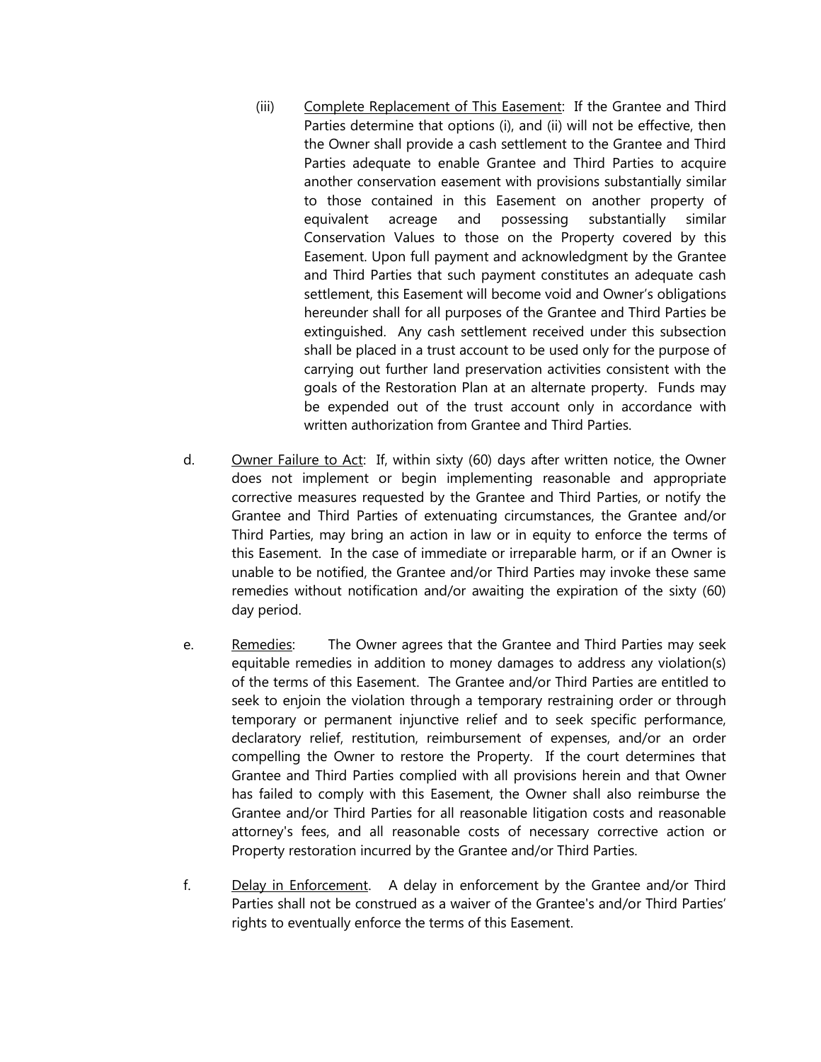(iii) Complete Replacement of This Easement: If the Grantee and Third Parties determine that options (i), and (ii) will not be effective, then the Owner shall provide a cash settlement to the Grantee and Third Parties adequate to enable Grantee and Third Parties to acquire another conservation easement with provisions substantially similar to those contained in this Easement on another property of equivalent acreage and possessing substantially similar Conservation Values to those on the Property covered by this Easement. Upon full payment and acknowledgment by the Grantee and Third Parties that such payment constitutes an adequate cash settlement, this Easement will become void and Owner's obligations hereunder shall for all purposes of the Grantee and Third Parties be extinguished. Any cash settlement received under this subsection shall be placed in a trust account to be used only for the purpose of carrying out further land preservation activities consistent with the goals of the Restoration Plan at an alternate property. Funds may be expended out of the trust account only in accordance with written authorization from Grantee and Third Parties.

d. Owner Failure to Act: If, within sixty (60) days after written notice, the Owner does not implement or begin implementing reasonable and appropriate corrective measures requested by the Grantee and Third Parties, or notify the Grantee and Third Parties of extenuating circumstances, the Grantee and/or Third Parties, may bring an action in law or in equity to enforce the terms of this Easement. In the case of immediate or irreparable harm, or if an Owner is unable to be notified, the Grantee and/or Third Parties may invoke these same remedies without notification and/or awaiting the expiration of the sixty (60) day period.

e. Remedies: The Owner agrees that the Grantee and Third Parties may seek equitable remedies in addition to money damages to address any violation(s) of the terms of this Easement. The Grantee and/or Third Parties are entitled to seek to enjoin the violation through a temporary restraining order or through temporary or permanent injunctive relief and to seek specific performance, declaratory relief, restitution, reimbursement of expenses, and/or an order compelling the Owner to restore the Property. If the court determines that Grantee and Third Parties complied with all provisions herein and that Owner has failed to comply with this Easement, the Owner shall also reimburse the Grantee and/or Third Parties for all reasonable litigation costs and reasonable attorney's fees, and all reasonable costs of necessary corrective action or Property restoration incurred by the Grantee and/or Third Parties.

f. Delay in Enforcement. A delay in enforcement by the Grantee and/or Third Parties shall not be construed as a waiver of the Grantee's and/or Third Parties' rights to eventually enforce the terms of this Easement.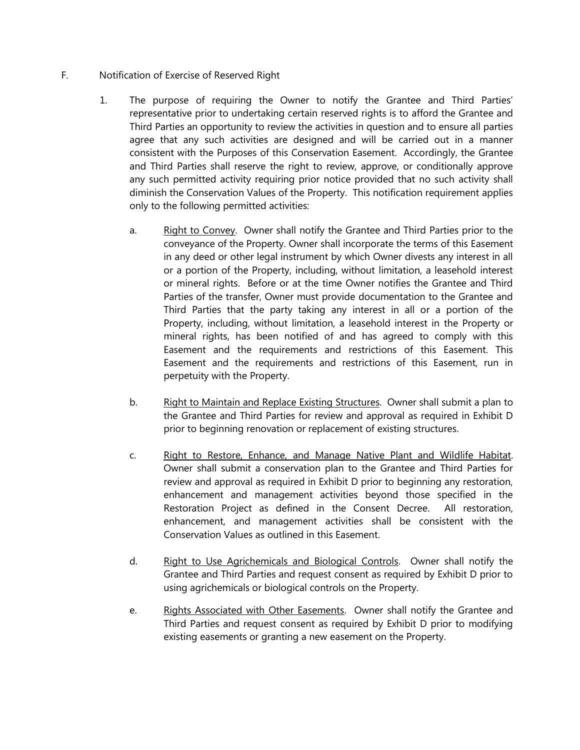F. Notification of Exercise of Reserved Right

1. The purpose of requiring the Owner to notify the Grantee and Third Parties' representative prior to undertaking certain reserved rights is to afford the Grantee and Third Parties an opportunity to review the activities in question and to ensure all parties agree that any such activities are designed and will be carried out in a manner consistent with the Purposes of this Conservation Easement. Accordingly, the Grantee and Third Parties shall reserve the right to review, approve, or conditionally approve any such permitted activity requiring prior notice provided that no such activity shall diminish the Conservation Values of the Property. This notification requirement applies only to the following permitted activities:

   a. Right to Convey. Owner shall notify the Grantee and Third Parties prior to the conveyance of the Property. Owner shall incorporate the terms of this Easement in any deed or other legal instrument by which Owner divests any interest in all or a portion of the Property, including, without limitation, a leasehold interest or mineral rights. Before or at the time Owner notifies the Grantee and Third Parties of the transfer, Owner must provide documentation to the Grantee and Third Parties that the party taking any interest in all or a portion of the Property, including, without limitation, a leasehold interest in the Property or mineral rights, has been notified of and has agreed to comply with this Easement and the requirements and restrictions of this Easement. This Easement and the requirements and restrictions of this Easement, run in perpetuity with the Property.

   b. Right to Maintain and Replace Existing Structures. Owner shall submit a plan to the Grantee and Third Parties for review and approval as required in Exhibit D prior to beginning renovation or replacement of existing structures.

   c. Right to Restore, Enhance, and Manage Native Plant and Wildlife Habitat. Owner shall submit a conservation plan to the Grantee and Third Parties for review and approval as required in Exhibit D prior to beginning any restoration, enhancement and management activities beyond those specified in the Restoration Project as defined in the Consent Decree. All restoration, enhancement, and management activities shall be consistent with the Conservation Values as outlined in this Easement.

   d. Right to Use Agrichemicals and Biological Controls. Owner shall notify the Grantee and Third Parties and request consent as required by Exhibit D prior to using agrichemicals or biological controls on the Property.

   e. Rights Associated with Other Easements. Owner shall notify the Grantee and Third Parties and request consent as required by Exhibit D prior to modifying existing easements or granting a new easement on the Property.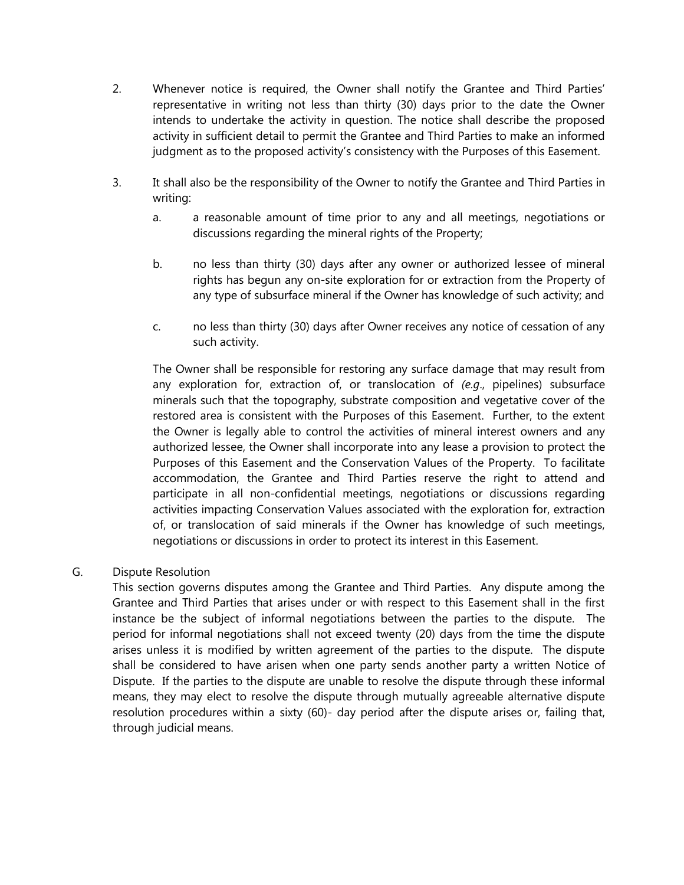2. Whenever notice is required, the Owner shall notify the Grantee and Third Parties' representative in writing not less than thirty (30) days prior to the date the Owner intends to undertake the activity in question. The notice shall describe the proposed activity in sufficient detail to permit the Grantee and Third Parties to make an informed judgment as to the proposed activity's consistency with the Purposes of this Easement.

3. It shall also be the responsibility of the Owner to notify the Grantee and Third Parties in writing:

   a. a reasonable amount of time prior to any and all meetings, negotiations or discussions regarding the mineral rights of the Property;

   b. no less than thirty (30) days after any owner or authorized lessee of mineral rights has begun any on-site exploration for or extraction from the Property of any type of subsurface mineral if the Owner has knowledge of such activity; and

   c. no less than thirty (30) days after Owner receives any notice of cessation of any such activity.

   The Owner shall be responsible for restoring any surface damage that may result from any exploration for, extraction of, or translocation of *(e.g.*, pipelines) subsurface minerals such that the topography, substrate composition and vegetative cover of the restored area is consistent with the Purposes of this Easement. Further, to the extent the Owner is legally able to control the activities of mineral interest owners and any authorized lessee, the Owner shall incorporate into any lease a provision to protect the Purposes of this Easement and the Conservation Values of the Property. To facilitate accommodation, the Grantee and Third Parties reserve the right to attend and participate in all non-confidential meetings, negotiations or discussions regarding activities impacting Conservation Values associated with the exploration for, extraction of, or translocation of said minerals if the Owner has knowledge of such meetings, negotiations or discussions in order to protect its interest in this Easement.

G. Dispute Resolution

This section governs disputes among the Grantee and Third Parties. Any dispute among the Grantee and Third Parties that arises under or with respect to this Easement shall in the first instance be the subject of informal negotiations between the parties to the dispute. The period for informal negotiations shall not exceed twenty (20) days from the time the dispute arises unless it is modified by written agreement of the parties to the dispute. The dispute shall be considered to have arisen when one party sends another party a written Notice of Dispute. If the parties to the dispute are unable to resolve the dispute through these informal means, they may elect to resolve the dispute through mutually agreeable alternative dispute resolution procedures within a sixty (60)- day period after the dispute arises or, failing that, through judicial means.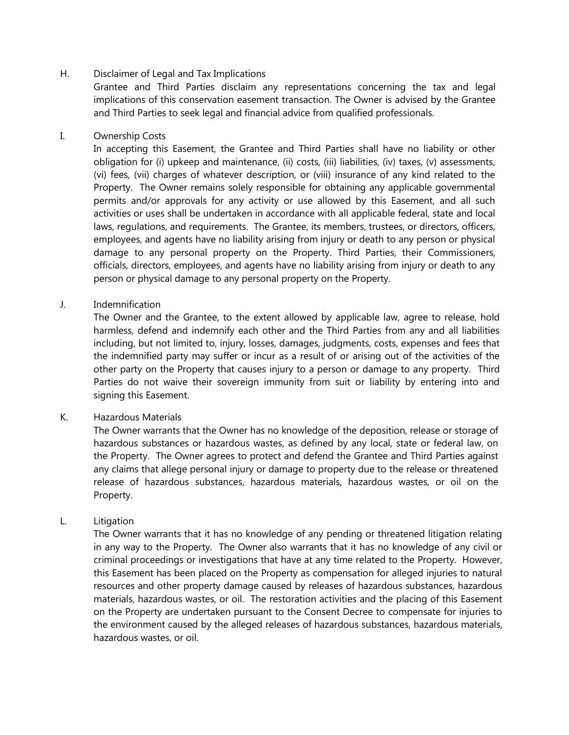H. Disclaimer of Legal and Tax Implications

Grantee and Third Parties disclaim any representations concerning the tax and legal implications of this conservation easement transaction. The Owner is advised by the Grantee and Third Parties to seek legal and financial advice from qualified professionals.

I. Ownership Costs

In accepting this Easement, the Grantee and Third Parties shall have no liability or other obligation for (i) upkeep and maintenance, (ii) costs, (iii) liabilities, (iv) taxes, (v) assessments, (vi) fees, (vii) charges of whatever description, or (viii) insurance of any kind related to the Property. The Owner remains solely responsible for obtaining any applicable governmental permits and/or approvals for any activity or use allowed by this Easement, and all such activities or uses shall be undertaken in accordance with all applicable federal, state and local laws, regulations, and requirements. The Grantee, its members, trustees, or directors, officers, employees, and agents have no liability arising from injury or death to any person or physical damage to any personal property on the Property. Third Parties, their Commissioners, officials, directors, employees, and agents have no liability arising from injury or death to any person or physical damage to any personal property on the Property.

J. Indemnification

The Owner and the Grantee, to the extent allowed by applicable law, agree to release, hold harmless, defend and indemnify each other and the Third Parties from any and all liabilities including, but not limited to, injury, losses, damages, judgments, costs, expenses and fees that the indemnified party may suffer or incur as a result of or arising out of the activities of the other party on the Property that causes injury to a person or damage to any property. Third Parties do not waive their sovereign immunity from suit or liability by entering into and signing this Easement.

K. Hazardous Materials

The Owner warrants that the Owner has no knowledge of the deposition, release or storage of hazardous substances or hazardous wastes, as defined by any local, state or federal law, on the Property. The Owner agrees to protect and defend the Grantee and Third Parties against any claims that allege personal injury or damage to property due to the release or threatened release of hazardous substances, hazardous materials, hazardous wastes, or oil on the Property.

L. Litigation

The Owner warrants that it has no knowledge of any pending or threatened litigation relating in any way to the Property. The Owner also warrants that it has no knowledge of any civil or criminal proceedings or investigations that have at any time related to the Property. However, this Easement has been placed on the Property as compensation for alleged injuries to natural resources and other property damage caused by releases of hazardous substances, hazardous materials, hazardous wastes, or oil. The restoration activities and the placing of this Easement on the Property are undertaken pursuant to the Consent Decree to compensate for injuries to the environment caused by the alleged releases of hazardous substances, hazardous materials, hazardous wastes, or oil.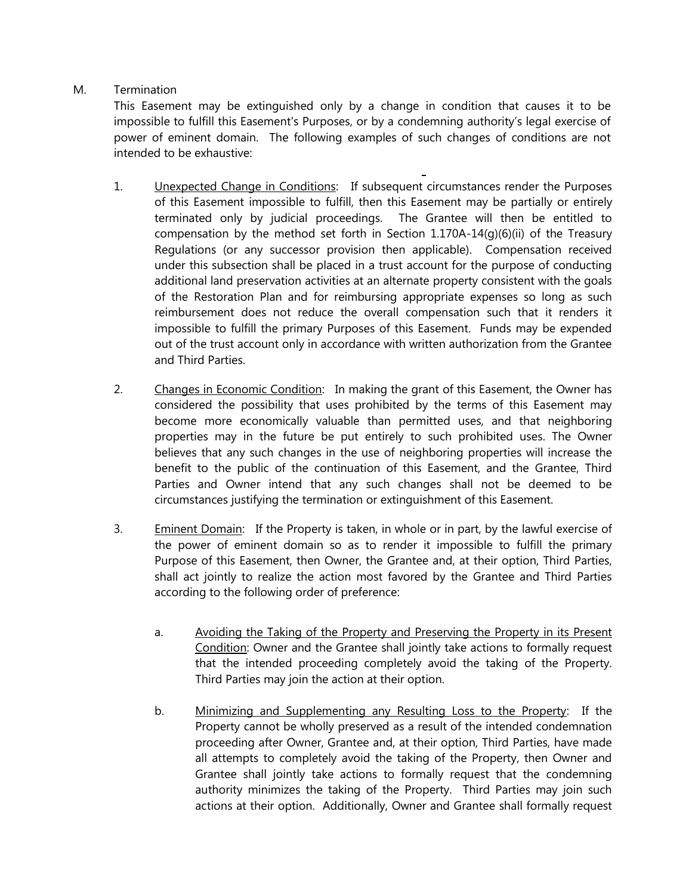M. Termination

This Easement may be extinguished only by a change in condition that causes it to be impossible to fulfill this Easement's Purposes, or by a condemning authority's legal exercise of power of eminent domain. The following examples of such changes of conditions are not intended to be exhaustive:

1. Unexpected Change in Conditions: If subsequent circumstances render the Purposes of this Easement impossible to fulfill, then this Easement may be partially or entirely terminated only by judicial proceedings. The Grantee will then be entitled to compensation by the method set forth in Section 1.170A-14(g)(6)(ii) of the Treasury Regulations (or any successor provision then applicable). Compensation received under this subsection shall be placed in a trust account for the purpose of conducting additional land preservation activities at an alternate property consistent with the goals of the Restoration Plan and for reimbursing appropriate expenses so long as such reimbursement does not reduce the overall compensation such that it renders it impossible to fulfill the primary Purposes of this Easement. Funds may be expended out of the trust account only in accordance with written authorization from the Grantee and Third Parties.

2. Changes in Economic Condition: In making the grant of this Easement, the Owner has considered the possibility that uses prohibited by the terms of this Easement may become more economically valuable than permitted uses, and that neighboring properties may in the future be put entirely to such prohibited uses. The Owner believes that any such changes in the use of neighboring properties will increase the benefit to the public of the continuation of this Easement, and the Grantee, Third Parties and Owner intend that any such changes shall not be deemed to be circumstances justifying the termination or extinguishment of this Easement.

3. Eminent Domain: If the Property is taken, in whole or in part, by the lawful exercise of the power of eminent domain so as to render it impossible to fulfill the primary Purpose of this Easement, then Owner, the Grantee and, at their option, Third Parties, shall act jointly to realize the action most favored by the Grantee and Third Parties according to the following order of preference:

   a. Avoiding the Taking of the Property and Preserving the Property in its Present Condition: Owner and the Grantee shall jointly take actions to formally request that the intended proceeding completely avoid the taking of the Property. Third Parties may join the action at their option.

   b. Minimizing and Supplementing any Resulting Loss to the Property: If the Property cannot be wholly preserved as a result of the intended condemnation proceeding after Owner, Grantee and, at their option, Third Parties, have made all attempts to completely avoid the taking of the Property, then Owner and Grantee shall jointly take actions to formally request that the condemning authority minimizes the taking of the Property. Third Parties may join such actions at their option. Additionally, Owner and Grantee shall formally request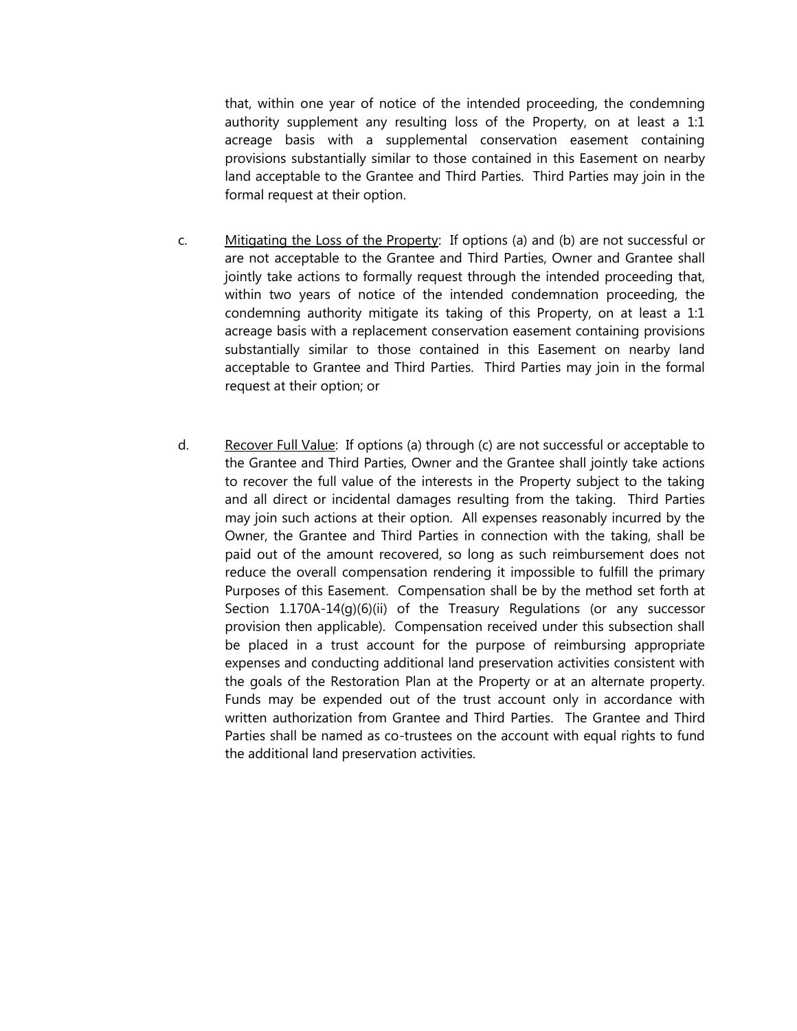that, within one year of notice of the intended proceeding, the condemning authority supplement any resulting loss of the Property, on at least a 1:1 acreage basis with a supplemental conservation easement containing provisions substantially similar to those contained in this Easement on nearby land acceptable to the Grantee and Third Parties. Third Parties may join in the formal request at their option.

c. <u>Mitigating the Loss of the Property</u>: If options (a) and (b) are not successful or are not acceptable to the Grantee and Third Parties, Owner and Grantee shall jointly take actions to formally request through the intended proceeding that, within two years of notice of the intended condemnation proceeding, the condemning authority mitigate its taking of this Property, on at least a 1:1 acreage basis with a replacement conservation easement containing provisions substantially similar to those contained in this Easement on nearby land acceptable to Grantee and Third Parties. Third Parties may join in the formal request at their option; or

d. <u>Recover Full Value</u>: If options (a) through (c) are not successful or acceptable to the Grantee and Third Parties, Owner and the Grantee shall jointly take actions to recover the full value of the interests in the Property subject to the taking and all direct or incidental damages resulting from the taking. Third Parties may join such actions at their option. All expenses reasonably incurred by the Owner, the Grantee and Third Parties in connection with the taking, shall be paid out of the amount recovered, so long as such reimbursement does not reduce the overall compensation rendering it impossible to fulfill the primary Purposes of this Easement. Compensation shall be by the method set forth at Section 1.170A-14(g)(6)(ii) of the Treasury Regulations (or any successor provision then applicable). Compensation received under this subsection shall be placed in a trust account for the purpose of reimbursing appropriate expenses and conducting additional land preservation activities consistent with the goals of the Restoration Plan at the Property or at an alternate property. Funds may be expended out of the trust account only in accordance with written authorization from Grantee and Third Parties. The Grantee and Third Parties shall be named as co-trustees on the account with equal rights to fund the additional land preservation activities.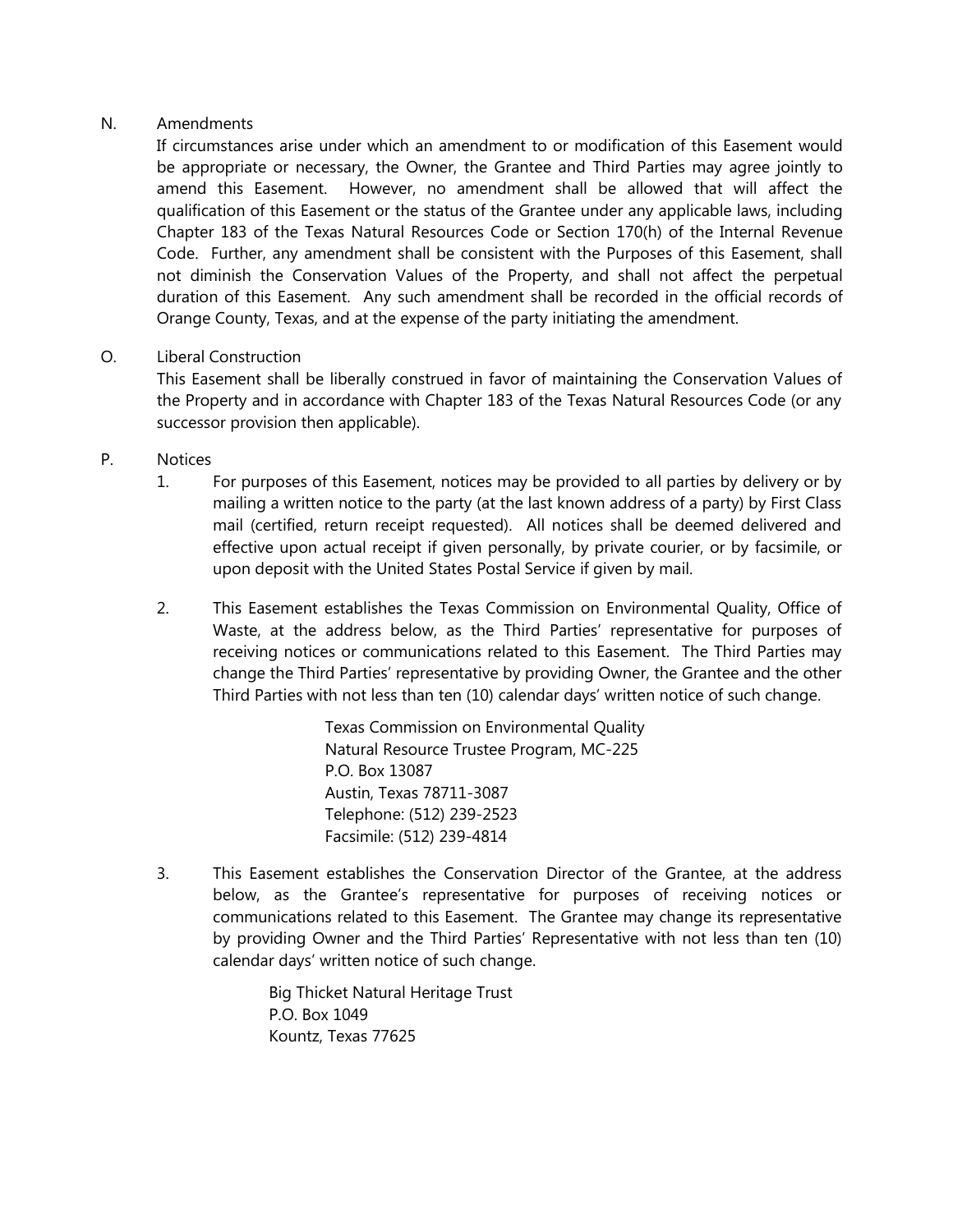N. Amendments

If circumstances arise under which an amendment to or modification of this Easement would be appropriate or necessary, the Owner, the Grantee and Third Parties may agree jointly to amend this Easement. However, no amendment shall be allowed that will affect the qualification of this Easement or the status of the Grantee under any applicable laws, including Chapter 183 of the Texas Natural Resources Code or Section 170(h) of the Internal Revenue Code. Further, any amendment shall be consistent with the Purposes of this Easement, shall not diminish the Conservation Values of the Property, and shall not affect the perpetual duration of this Easement. Any such amendment shall be recorded in the official records of Orange County, Texas, and at the expense of the party initiating the amendment.

O. Liberal Construction

This Easement shall be liberally construed in favor of maintaining the Conservation Values of the Property and in accordance with Chapter 183 of the Texas Natural Resources Code (or any successor provision then applicable).

P. Notices

1. For purposes of this Easement, notices may be provided to all parties by delivery or by mailing a written notice to the party (at the last known address of a party) by First Class mail (certified, return receipt requested). All notices shall be deemed delivered and effective upon actual receipt if given personally, by private courier, or by facsimile, or upon deposit with the United States Postal Service if given by mail.

2. This Easement establishes the Texas Commission on Environmental Quality, Office of Waste, at the address below, as the Third Parties' representative for purposes of receiving notices or communications related to this Easement. The Third Parties may change the Third Parties' representative by providing Owner, the Grantee and the other Third Parties with not less than ten (10) calendar days' written notice of such change.

   Texas Commission on Environmental Quality
   Natural Resource Trustee Program, MC-225
   P.O. Box 13087
   Austin, Texas 78711-3087
   Telephone: (512) 239-2523
   Facsimile: (512) 239-4814

3. This Easement establishes the Conservation Director of the Grantee, at the address below, as the Grantee's representative for purposes of receiving notices or communications related to this Easement. The Grantee may change its representative by providing Owner and the Third Parties' Representative with not less than ten (10) calendar days' written notice of such change.

   Big Thicket Natural Heritage Trust
   P.O. Box 1049
   Kountz, Texas 77625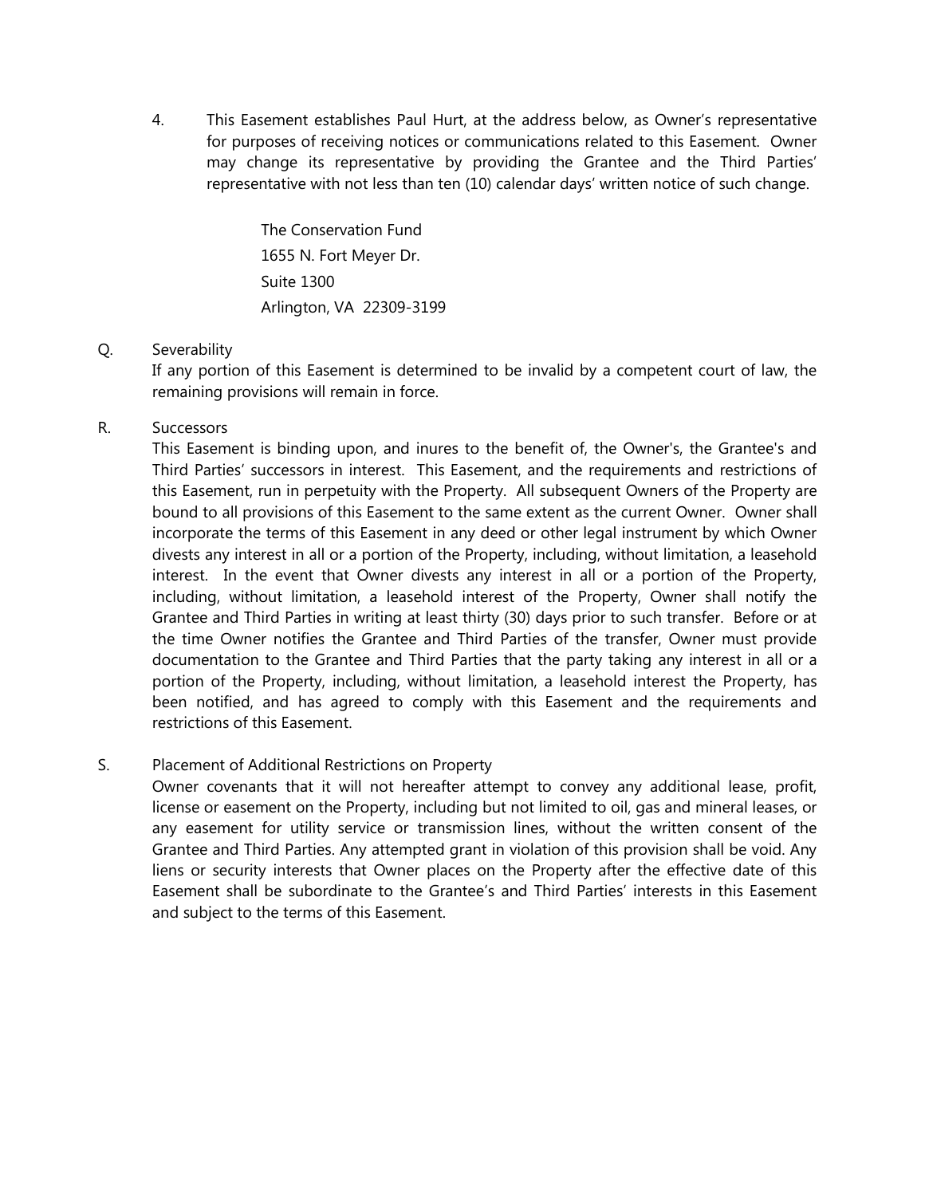4. This Easement establishes Paul Hurt, at the address below, as Owner's representative for purposes of receiving notices or communications related to this Easement. Owner may change its representative by providing the Grantee and the Third Parties' representative with not less than ten (10) calendar days' written notice of such change.

   The Conservation Fund
   1655 N. Fort Meyer Dr.
   Suite 1300
   Arlington, VA 22309-3199

Q. Severability

If any portion of this Easement is determined to be invalid by a competent court of law, the remaining provisions will remain in force.

R. Successors

This Easement is binding upon, and inures to the benefit of, the Owner's, the Grantee's and Third Parties' successors in interest. This Easement, and the requirements and restrictions of this Easement, run in perpetuity with the Property. All subsequent Owners of the Property are bound to all provisions of this Easement to the same extent as the current Owner. Owner shall incorporate the terms of this Easement in any deed or other legal instrument by which Owner divests any interest in all or a portion of the Property, including, without limitation, a leasehold interest. In the event that Owner divests any interest in all or a portion of the Property, including, without limitation, a leasehold interest of the Property, Owner shall notify the Grantee and Third Parties in writing at least thirty (30) days prior to such transfer. Before or at the time Owner notifies the Grantee and Third Parties of the transfer, Owner must provide documentation to the Grantee and Third Parties that the party taking any interest in all or a portion of the Property, including, without limitation, a leasehold interest the Property, has been notified, and has agreed to comply with this Easement and the requirements and restrictions of this Easement.

S. Placement of Additional Restrictions on Property

Owner covenants that it will not hereafter attempt to convey any additional lease, profit, license or easement on the Property, including but not limited to oil, gas and mineral leases, or any easement for utility service or transmission lines, without the written consent of the Grantee and Third Parties. Any attempted grant in violation of this provision shall be void. Any liens or security interests that Owner places on the Property after the effective date of this Easement shall be subordinate to the Grantee's and Third Parties' interests in this Easement and subject to the terms of this Easement.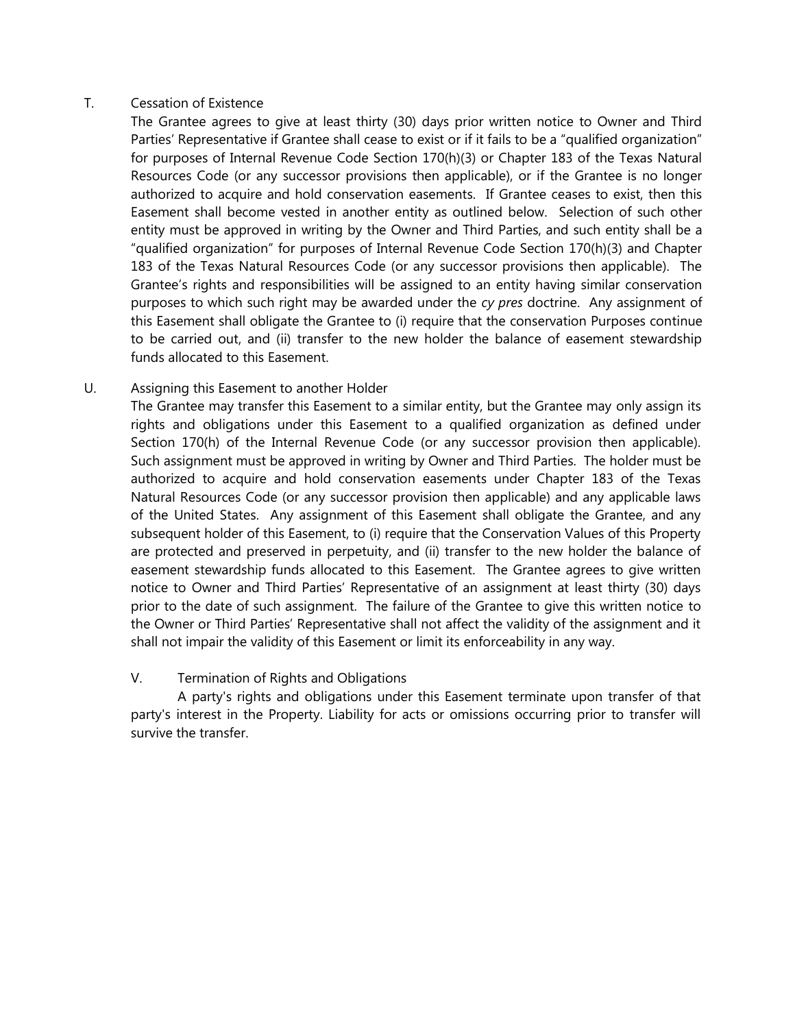T. Cessation of Existence

The Grantee agrees to give at least thirty (30) days prior written notice to Owner and Third Parties' Representative if Grantee shall cease to exist or if it fails to be a "qualified organization" for purposes of Internal Revenue Code Section 170(h)(3) or Chapter 183 of the Texas Natural Resources Code (or any successor provisions then applicable), or if the Grantee is no longer authorized to acquire and hold conservation easements. If Grantee ceases to exist, then this Easement shall become vested in another entity as outlined below. Selection of such other entity must be approved in writing by the Owner and Third Parties, and such entity shall be a "qualified organization" for purposes of Internal Revenue Code Section 170(h)(3) and Chapter 183 of the Texas Natural Resources Code (or any successor provisions then applicable). The Grantee's rights and responsibilities will be assigned to an entity having similar conservation purposes to which such right may be awarded under the *cy pres* doctrine. Any assignment of this Easement shall obligate the Grantee to (i) require that the conservation Purposes continue to be carried out, and (ii) transfer to the new holder the balance of easement stewardship funds allocated to this Easement.

U. Assigning this Easement to another Holder

The Grantee may transfer this Easement to a similar entity, but the Grantee may only assign its rights and obligations under this Easement to a qualified organization as defined under Section 170(h) of the Internal Revenue Code (or any successor provision then applicable). Such assignment must be approved in writing by Owner and Third Parties. The holder must be authorized to acquire and hold conservation easements under Chapter 183 of the Texas Natural Resources Code (or any successor provision then applicable) and any applicable laws of the United States. Any assignment of this Easement shall obligate the Grantee, and any subsequent holder of this Easement, to (i) require that the Conservation Values of this Property are protected and preserved in perpetuity, and (ii) transfer to the new holder the balance of easement stewardship funds allocated to this Easement. The Grantee agrees to give written notice to Owner and Third Parties' Representative of an assignment at least thirty (30) days prior to the date of such assignment. The failure of the Grantee to give this written notice to the Owner or Third Parties' Representative shall not affect the validity of the assignment and it shall not impair the validity of this Easement or limit its enforceability in any way.

V. Termination of Rights and Obligations

A party's rights and obligations under this Easement terminate upon transfer of that party's interest in the Property. Liability for acts or omissions occurring prior to transfer will survive the transfer.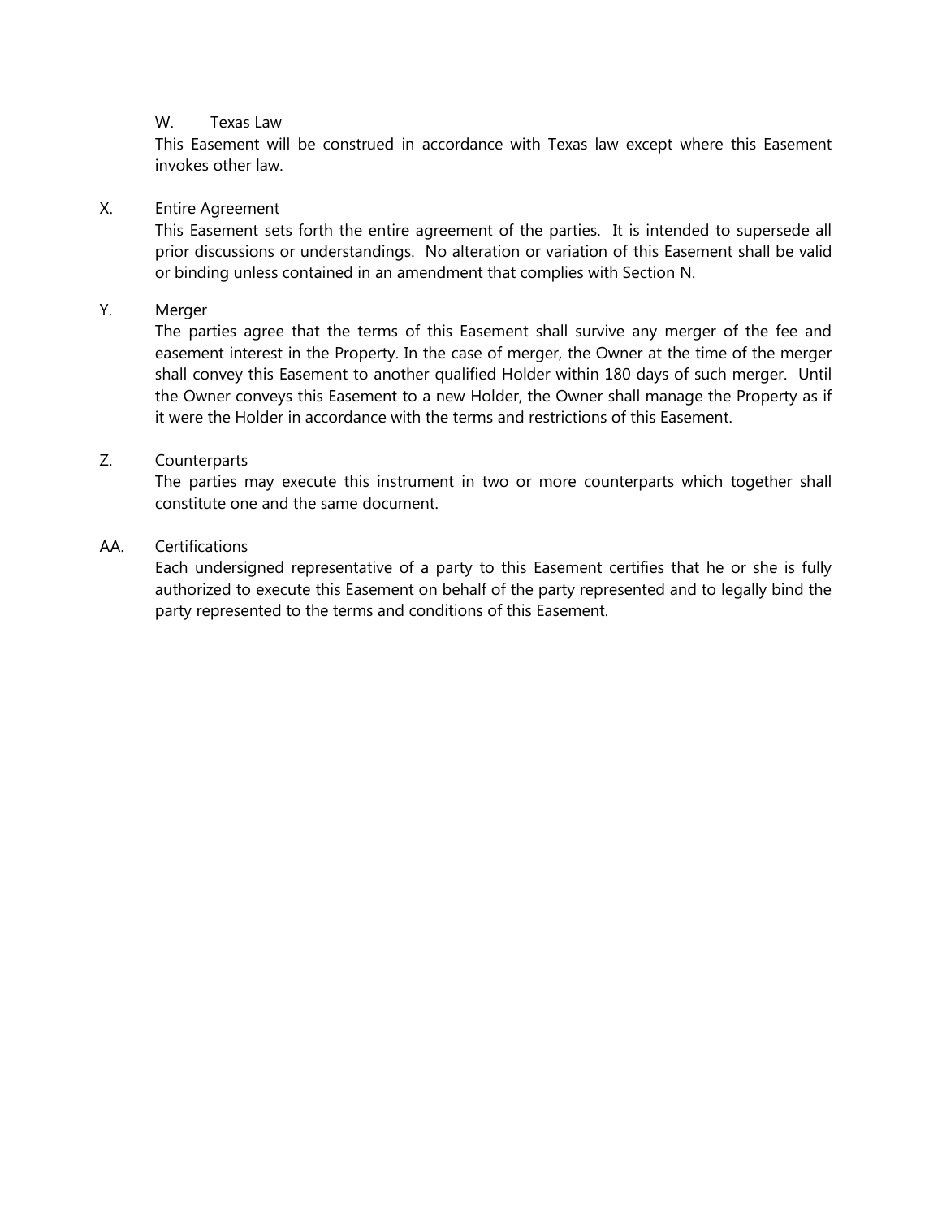W. Texas Law

This Easement will be construed in accordance with Texas law except where this Easement invokes other law.

X. Entire Agreement

This Easement sets forth the entire agreement of the parties. It is intended to supersede all prior discussions or understandings. No alteration or variation of this Easement shall be valid or binding unless contained in an amendment that complies with Section N.

Y. Merger

The parties agree that the terms of this Easement shall survive any merger of the fee and easement interest in the Property. In the case of merger, the Owner at the time of the merger shall convey this Easement to another qualified Holder within 180 days of such merger. Until the Owner conveys this Easement to a new Holder, the Owner shall manage the Property as if it were the Holder in accordance with the terms and restrictions of this Easement.

Z. Counterparts

The parties may execute this instrument in two or more counterparts which together shall constitute one and the same document.

AA. Certifications

Each undersigned representative of a party to this Easement certifies that he or she is fully authorized to execute this Easement on behalf of the party represented and to legally bind the party represented to the terms and conditions of this Easement.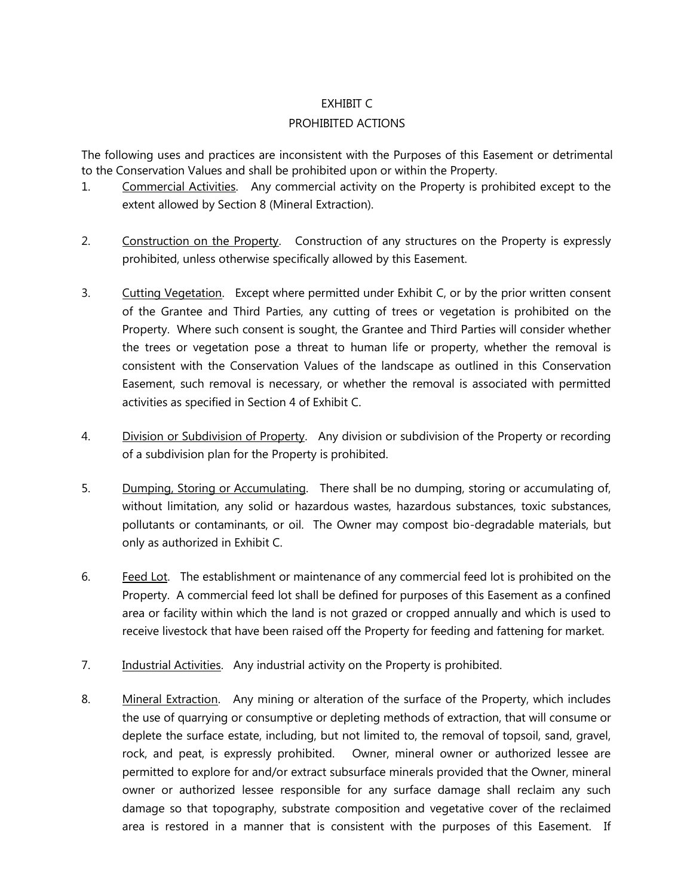# EXHIBIT C

## PROHIBITED ACTIONS

The following uses and practices are inconsistent with the Purposes of this Easement or detrimental to the Conservation Values and shall be prohibited upon or within the Property.

1. Commercial Activities. Any commercial activity on the Property is prohibited except to the extent allowed by Section 8 (Mineral Extraction).

2. Construction on the Property. Construction of any structures on the Property is expressly prohibited, unless otherwise specifically allowed by this Easement.

3. Cutting Vegetation. Except where permitted under Exhibit C, or by the prior written consent of the Grantee and Third Parties, any cutting of trees or vegetation is prohibited on the Property. Where such consent is sought, the Grantee and Third Parties will consider whether the trees or vegetation pose a threat to human life or property, whether the removal is consistent with the Conservation Values of the landscape as outlined in this Conservation Easement, such removal is necessary, or whether the removal is associated with permitted activities as specified in Section 4 of Exhibit C.

4. Division or Subdivision of Property. Any division or subdivision of the Property or recording of a subdivision plan for the Property is prohibited.

5. Dumping, Storing or Accumulating. There shall be no dumping, storing or accumulating of, without limitation, any solid or hazardous wastes, hazardous substances, toxic substances, pollutants or contaminants, or oil. The Owner may compost bio-degradable materials, but only as authorized in Exhibit C.

6. Feed Lot. The establishment or maintenance of any commercial feed lot is prohibited on the Property. A commercial feed lot shall be defined for purposes of this Easement as a confined area or facility within which the land is not grazed or cropped annually and which is used to receive livestock that have been raised off the Property for feeding and fattening for market.

7. Industrial Activities. Any industrial activity on the Property is prohibited.

8. Mineral Extraction. Any mining or alteration of the surface of the Property, which includes the use of quarrying or consumptive or depleting methods of extraction, that will consume or deplete the surface estate, including, but not limited to, the removal of topsoil, sand, gravel, rock, and peat, is expressly prohibited. Owner, mineral owner or authorized lessee are permitted to explore for and/or extract subsurface minerals provided that the Owner, mineral owner or authorized lessee responsible for any surface damage shall reclaim any such damage so that topography, substrate composition and vegetative cover of the reclaimed area is restored in a manner that is consistent with the purposes of this Easement. If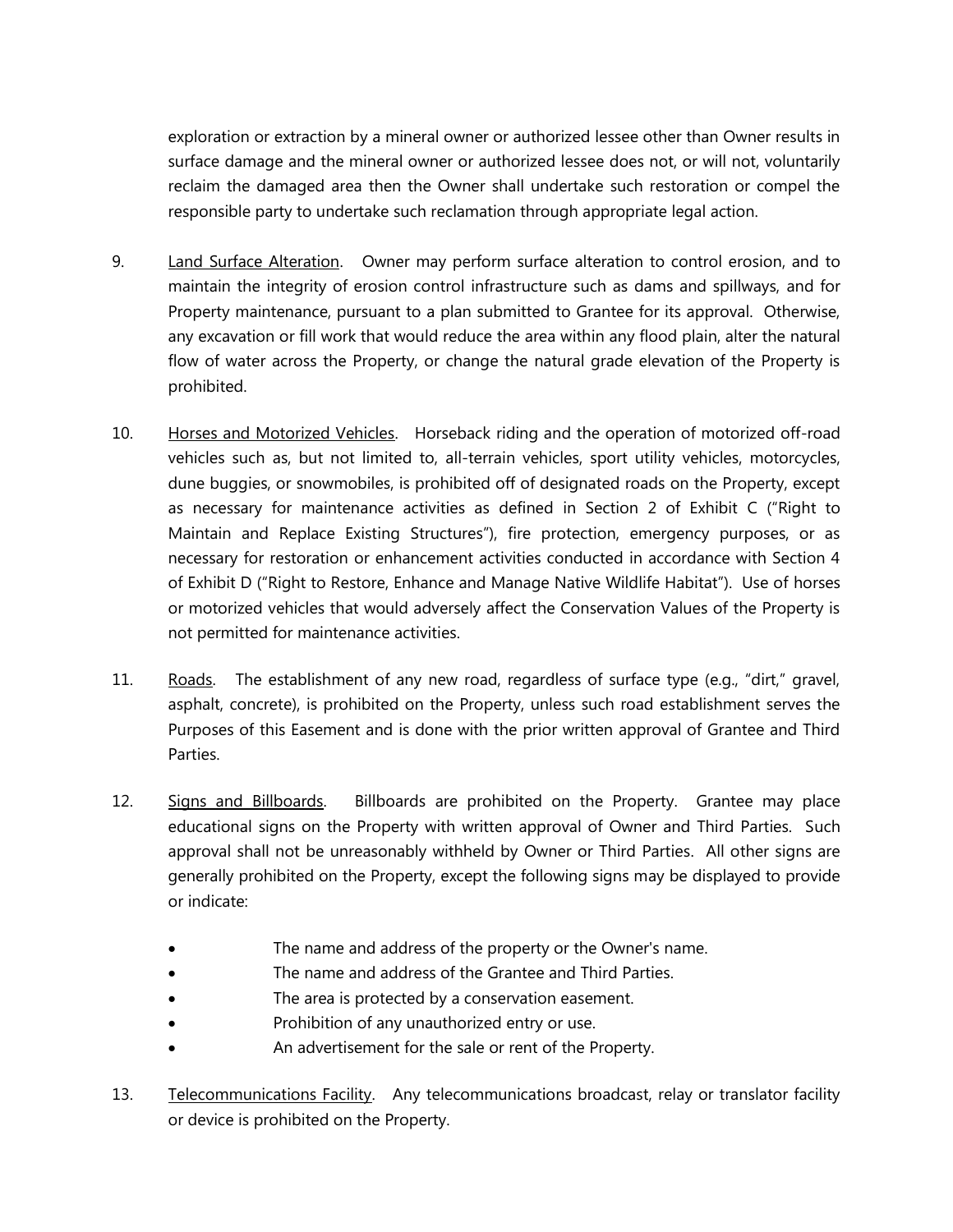exploration or extraction by a mineral owner or authorized lessee other than Owner results in surface damage and the mineral owner or authorized lessee does not, or will not, voluntarily reclaim the damaged area then the Owner shall undertake such restoration or compel the responsible party to undertake such reclamation through appropriate legal action.

9. Land Surface Alteration. Owner may perform surface alteration to control erosion, and to maintain the integrity of erosion control infrastructure such as dams and spillways, and for Property maintenance, pursuant to a plan submitted to Grantee for its approval. Otherwise, any excavation or fill work that would reduce the area within any flood plain, alter the natural flow of water across the Property, or change the natural grade elevation of the Property is prohibited.

10. Horses and Motorized Vehicles. Horseback riding and the operation of motorized off-road vehicles such as, but not limited to, all-terrain vehicles, sport utility vehicles, motorcycles, dune buggies, or snowmobiles, is prohibited off of designated roads on the Property, except as necessary for maintenance activities as defined in Section 2 of Exhibit C ("Right to Maintain and Replace Existing Structures"), fire protection, emergency purposes, or as necessary for restoration or enhancement activities conducted in accordance with Section 4 of Exhibit D ("Right to Restore, Enhance and Manage Native Wildlife Habitat"). Use of horses or motorized vehicles that would adversely affect the Conservation Values of the Property is not permitted for maintenance activities.

11. Roads. The establishment of any new road, regardless of surface type (e.g., "dirt," gravel, asphalt, concrete), is prohibited on the Property, unless such road establishment serves the Purposes of this Easement and is done with the prior written approval of Grantee and Third Parties.

12. Signs and Billboards. Billboards are prohibited on the Property. Grantee may place educational signs on the Property with written approval of Owner and Third Parties. Such approval shall not be unreasonably withheld by Owner or Third Parties. All other signs are generally prohibited on the Property, except the following signs may be displayed to provide or indicate:

- The name and address of the property or the Owner's name.
- The name and address of the Grantee and Third Parties.
- The area is protected by a conservation easement.
- Prohibition of any unauthorized entry or use.
- An advertisement for the sale or rent of the Property.

13. Telecommunications Facility. Any telecommunications broadcast, relay or translator facility or device is prohibited on the Property.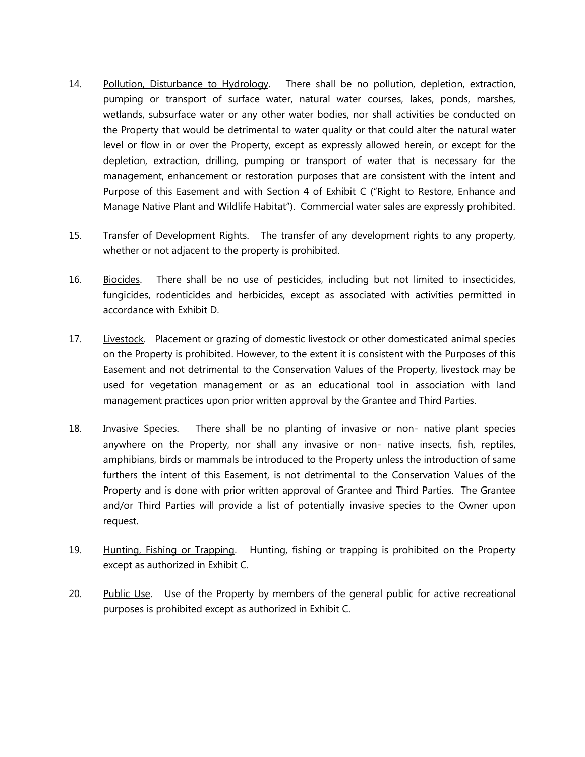14. Pollution, Disturbance to Hydrology. There shall be no pollution, depletion, extraction, pumping or transport of surface water, natural water courses, lakes, ponds, marshes, wetlands, subsurface water or any other water bodies, nor shall activities be conducted on the Property that would be detrimental to water quality or that could alter the natural water level or flow in or over the Property, except as expressly allowed herein, or except for the depletion, extraction, drilling, pumping or transport of water that is necessary for the management, enhancement or restoration purposes that are consistent with the intent and Purpose of this Easement and with Section 4 of Exhibit C ("Right to Restore, Enhance and Manage Native Plant and Wildlife Habitat"). Commercial water sales are expressly prohibited.

15. Transfer of Development Rights. The transfer of any development rights to any property, whether or not adjacent to the property is prohibited.

16. Biocides. There shall be no use of pesticides, including but not limited to insecticides, fungicides, rodenticides and herbicides, except as associated with activities permitted in accordance with Exhibit D.

17. Livestock. Placement or grazing of domestic livestock or other domesticated animal species on the Property is prohibited. However, to the extent it is consistent with the Purposes of this Easement and not detrimental to the Conservation Values of the Property, livestock may be used for vegetation management or as an educational tool in association with land management practices upon prior written approval by the Grantee and Third Parties.

18. Invasive Species. There shall be no planting of invasive or non- native plant species anywhere on the Property, nor shall any invasive or non- native insects, fish, reptiles, amphibians, birds or mammals be introduced to the Property unless the introduction of same furthers the intent of this Easement, is not detrimental to the Conservation Values of the Property and is done with prior written approval of Grantee and Third Parties. The Grantee and/or Third Parties will provide a list of potentially invasive species to the Owner upon request.

19. Hunting, Fishing or Trapping. Hunting, fishing or trapping is prohibited on the Property except as authorized in Exhibit C.

20. Public Use. Use of the Property by members of the general public for active recreational purposes is prohibited except as authorized in Exhibit C.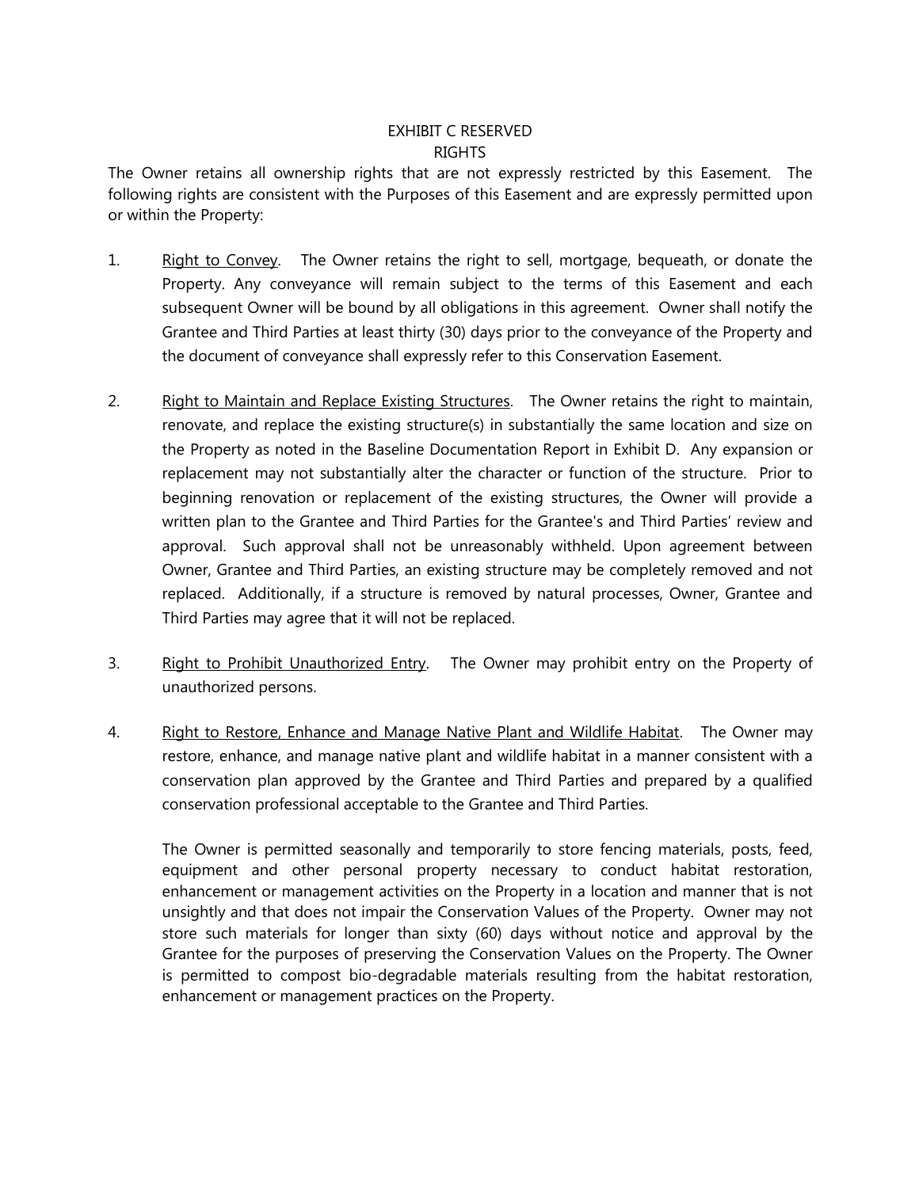# EXHIBIT C RESERVED RIGHTS

The Owner retains all ownership rights that are not expressly restricted by this Easement. The following rights are consistent with the Purposes of this Easement and are expressly permitted upon or within the Property:

1. <u>Right to Convey</u>. The Owner retains the right to sell, mortgage, bequeath, or donate the Property. Any conveyance will remain subject to the terms of this Easement and each subsequent Owner will be bound by all obligations in this agreement. Owner shall notify the Grantee and Third Parties at least thirty (30) days prior to the conveyance of the Property and the document of conveyance shall expressly refer to this Conservation Easement.

2. <u>Right to Maintain and Replace Existing Structures</u>. The Owner retains the right to maintain, renovate, and replace the existing structure(s) in substantially the same location and size on the Property as noted in the Baseline Documentation Report in Exhibit D. Any expansion or replacement may not substantially alter the character or function of the structure. Prior to beginning renovation or replacement of the existing structures, the Owner will provide a written plan to the Grantee and Third Parties for the Grantee's and Third Parties' review and approval. Such approval shall not be unreasonably withheld. Upon agreement between Owner, Grantee and Third Parties, an existing structure may be completely removed and not replaced. Additionally, if a structure is removed by natural processes, Owner, Grantee and Third Parties may agree that it will not be replaced.

3. <u>Right to Prohibit Unauthorized Entry</u>. The Owner may prohibit entry on the Property of unauthorized persons.

4. <u>Right to Restore, Enhance and Manage Native Plant and Wildlife Habitat</u>. The Owner may restore, enhance, and manage native plant and wildlife habitat in a manner consistent with a conservation plan approved by the Grantee and Third Parties and prepared by a qualified conservation professional acceptable to the Grantee and Third Parties.

   The Owner is permitted seasonally and temporarily to store fencing materials, posts, feed, equipment and other personal property necessary to conduct habitat restoration, enhancement or management activities on the Property in a location and manner that is not unsightly and that does not impair the Conservation Values of the Property. Owner may not store such materials for longer than sixty (60) days without notice and approval by the Grantee for the purposes of preserving the Conservation Values on the Property. The Owner is permitted to compost bio-degradable materials resulting from the habitat restoration, enhancement or management practices on the Property.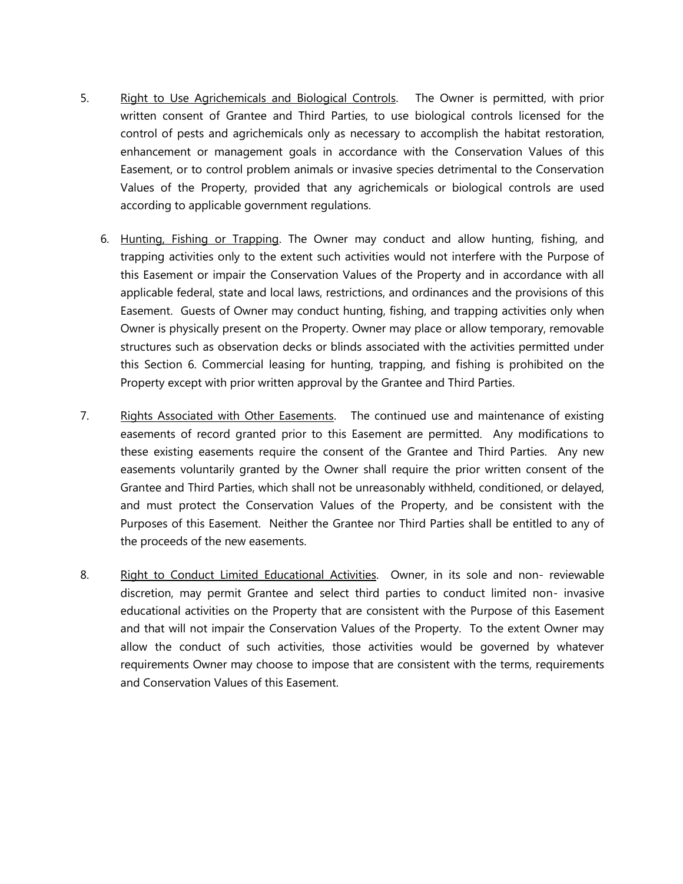5. Right to Use Agrichemicals and Biological Controls. The Owner is permitted, with prior written consent of Grantee and Third Parties, to use biological controls licensed for the control of pests and agrichemicals only as necessary to accomplish the habitat restoration, enhancement or management goals in accordance with the Conservation Values of this Easement, or to control problem animals or invasive species detrimental to the Conservation Values of the Property, provided that any agrichemicals or biological controls are used according to applicable government regulations.

6. Hunting, Fishing or Trapping. The Owner may conduct and allow hunting, fishing, and trapping activities only to the extent such activities would not interfere with the Purpose of this Easement or impair the Conservation Values of the Property and in accordance with all applicable federal, state and local laws, restrictions, and ordinances and the provisions of this Easement. Guests of Owner may conduct hunting, fishing, and trapping activities only when Owner is physically present on the Property. Owner may place or allow temporary, removable structures such as observation decks or blinds associated with the activities permitted under this Section 6. Commercial leasing for hunting, trapping, and fishing is prohibited on the Property except with prior written approval by the Grantee and Third Parties.

7. Rights Associated with Other Easements. The continued use and maintenance of existing easements of record granted prior to this Easement are permitted. Any modifications to these existing easements require the consent of the Grantee and Third Parties. Any new easements voluntarily granted by the Owner shall require the prior written consent of the Grantee and Third Parties, which shall not be unreasonably withheld, conditioned, or delayed, and must protect the Conservation Values of the Property, and be consistent with the Purposes of this Easement. Neither the Grantee nor Third Parties shall be entitled to any of the proceeds of the new easements.

8. Right to Conduct Limited Educational Activities. Owner, in its sole and non- reviewable discretion, may permit Grantee and select third parties to conduct limited non- invasive educational activities on the Property that are consistent with the Purpose of this Easement and that will not impair the Conservation Values of the Property. To the extent Owner may allow the conduct of such activities, those activities would be governed by whatever requirements Owner may choose to impose that are consistent with the terms, requirements and Conservation Values of this Easement.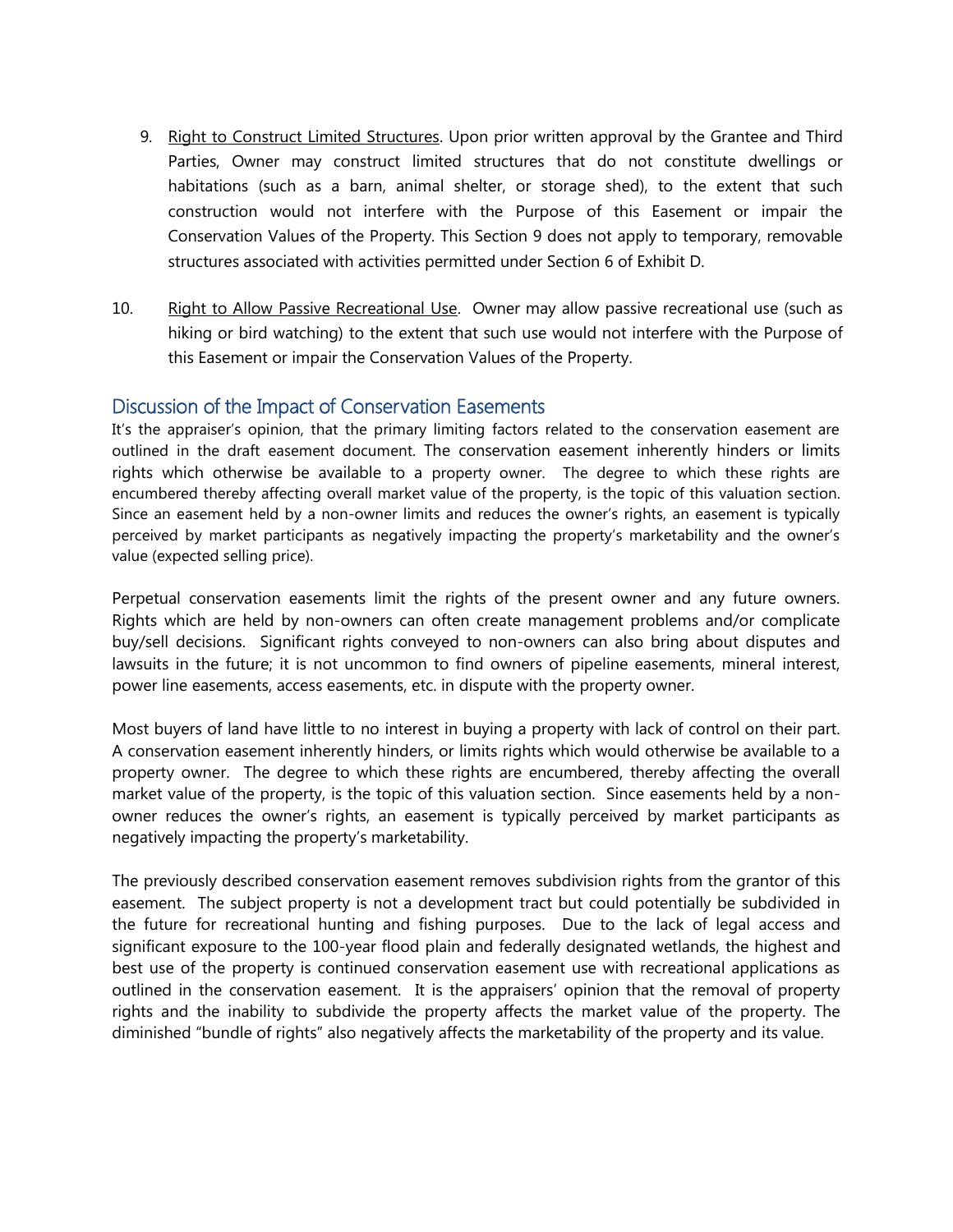9. Right to Construct Limited Structures. Upon prior written approval by the Grantee and Third Parties, Owner may construct limited structures that do not constitute dwellings or habitations (such as a barn, animal shelter, or storage shed), to the extent that such construction would not interfere with the Purpose of this Easement or impair the Conservation Values of the Property. This Section 9 does not apply to temporary, removable structures associated with activities permitted under Section 6 of Exhibit D.

10. Right to Allow Passive Recreational Use. Owner may allow passive recreational use (such as hiking or bird watching) to the extent that such use would not interfere with the Purpose of this Easement or impair the Conservation Values of the Property.

## Discussion of the Impact of Conservation Easements

It's the appraiser's opinion, that the primary limiting factors related to the conservation easement are outlined in the draft easement document. The conservation easement inherently hinders or limits rights which otherwise be available to a property owner. The degree to which these rights are encumbered thereby affecting overall market value of the property, is the topic of this valuation section. Since an easement held by a non-owner limits and reduces the owner's rights, an easement is typically perceived by market participants as negatively impacting the property's marketability and the owner's value (expected selling price).

Perpetual conservation easements limit the rights of the present owner and any future owners. Rights which are held by non-owners can often create management problems and/or complicate buy/sell decisions. Significant rights conveyed to non-owners can also bring about disputes and lawsuits in the future; it is not uncommon to find owners of pipeline easements, mineral interest, power line easements, access easements, etc. in dispute with the property owner.

Most buyers of land have little to no interest in buying a property with lack of control on their part. A conservation easement inherently hinders, or limits rights which would otherwise be available to a property owner. The degree to which these rights are encumbered, thereby affecting the overall market value of the property, is the topic of this valuation section. Since easements held by a non-owner reduces the owner's rights, an easement is typically perceived by market participants as negatively impacting the property's marketability.

The previously described conservation easement removes subdivision rights from the grantor of this easement. The subject property is not a development tract but could potentially be subdivided in the future for recreational hunting and fishing purposes. Due to the lack of legal access and significant exposure to the 100-year flood plain and federally designated wetlands, the highest and best use of the property is continued conservation easement use with recreational applications as outlined in the conservation easement. It is the appraisers' opinion that the removal of property rights and the inability to subdivide the property affects the market value of the property. The diminished "bundle of rights" also negatively affects the marketability of the property and its value.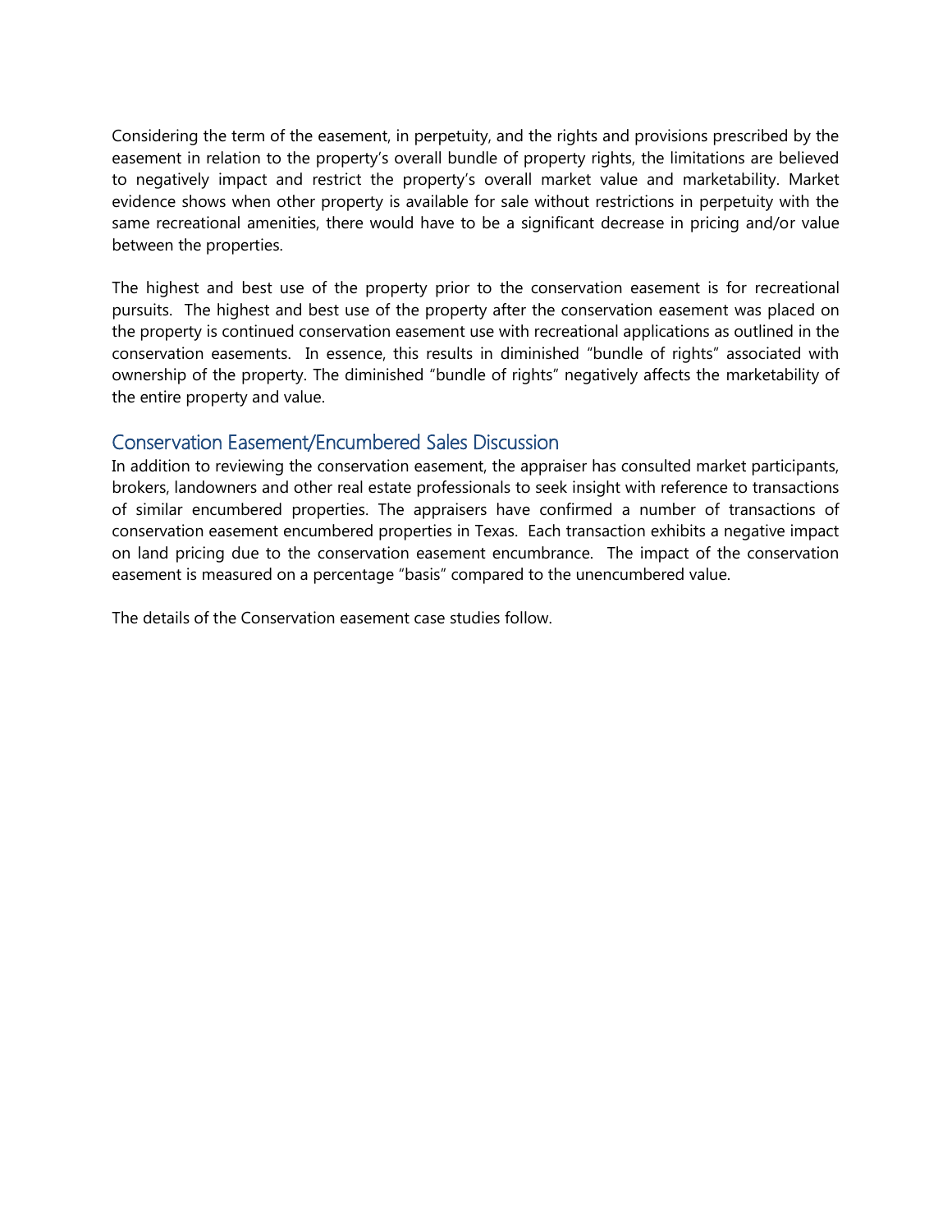Considering the term of the easement, in perpetuity, and the rights and provisions prescribed by the easement in relation to the property's overall bundle of property rights, the limitations are believed to negatively impact and restrict the property's overall market value and marketability. Market evidence shows when other property is available for sale without restrictions in perpetuity with the same recreational amenities, there would have to be a significant decrease in pricing and/or value between the properties.

The highest and best use of the property prior to the conservation easement is for recreational pursuits. The highest and best use of the property after the conservation easement was placed on the property is continued conservation easement use with recreational applications as outlined in the conservation easements. In essence, this results in diminished "bundle of rights" associated with ownership of the property. The diminished "bundle of rights" negatively affects the marketability of the entire property and value.

## Conservation Easement/Encumbered Sales Discussion

In addition to reviewing the conservation easement, the appraiser has consulted market participants, brokers, landowners and other real estate professionals to seek insight with reference to transactions of similar encumbered properties. The appraisers have confirmed a number of transactions of conservation easement encumbered properties in Texas. Each transaction exhibits a negative impact on land pricing due to the conservation easement encumbrance. The impact of the conservation easement is measured on a percentage "basis" compared to the unencumbered value.

The details of the Conservation easement case studies follow.